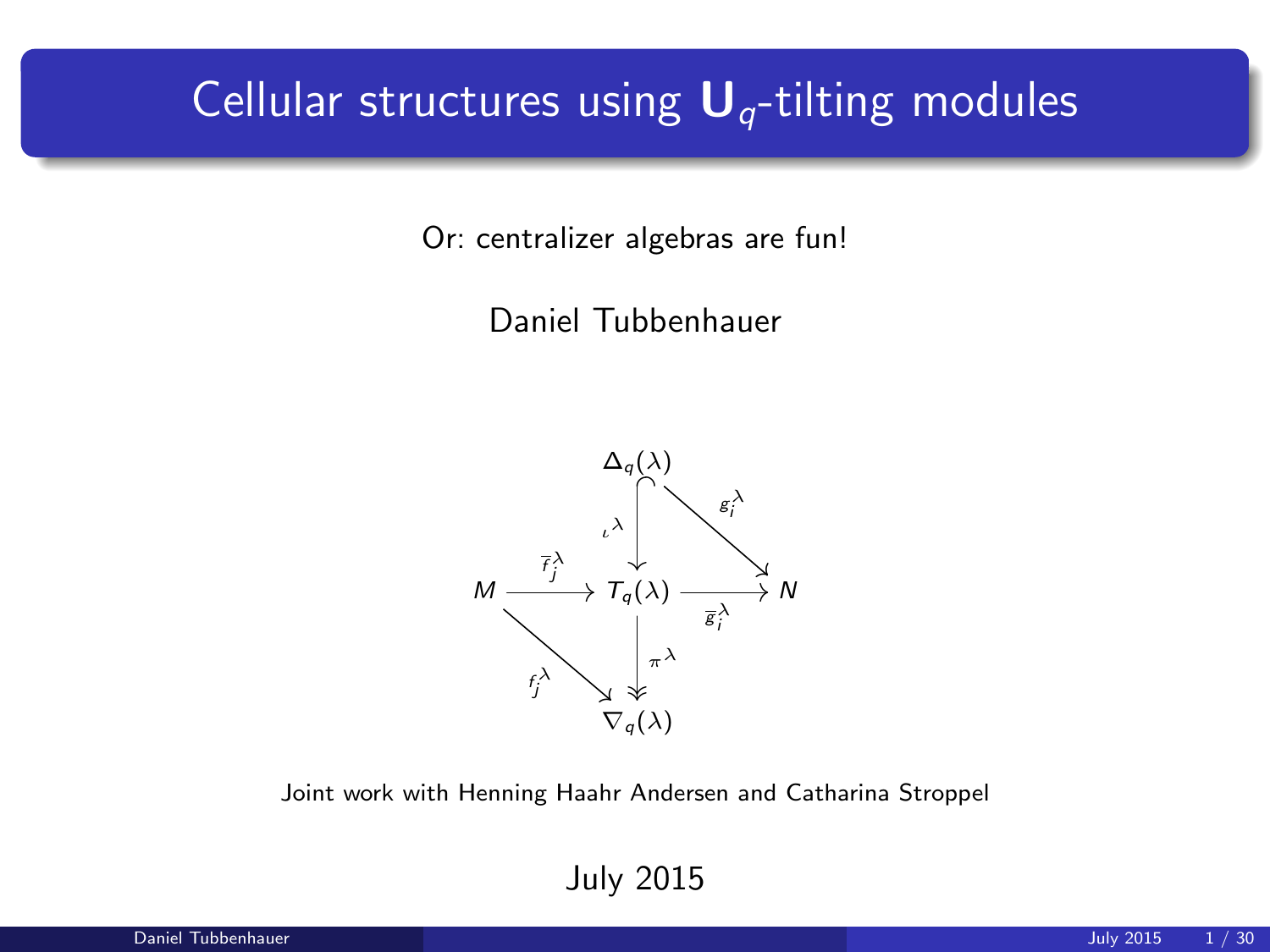# Cellular structures using $\mathbf{U}_q$-tilting modules

Or: centralizer algebras are fun!

Daniel Tubbenhauer

$$
\begin{array}{ccccc}
 & & \Delta_q(\lambda) & & \\
 & & \downarrow{\scriptstyle \iota^\lambda} & \searrow^{g_i^\lambda} & \\
M & \xrightarrow{\overline{f}_j^\lambda} & T_q(\lambda) & \xrightarrow[\overline{g}_i^\lambda]{} & N \\
 & \searrow_{f_j^\lambda} & \downarrow{\scriptstyle \pi^\lambda} & & \\
 & & \nabla_q(\lambda) & &
\end{array}
$$

Joint work with Henning Haahr Andersen and Catharina Stroppel

July 2015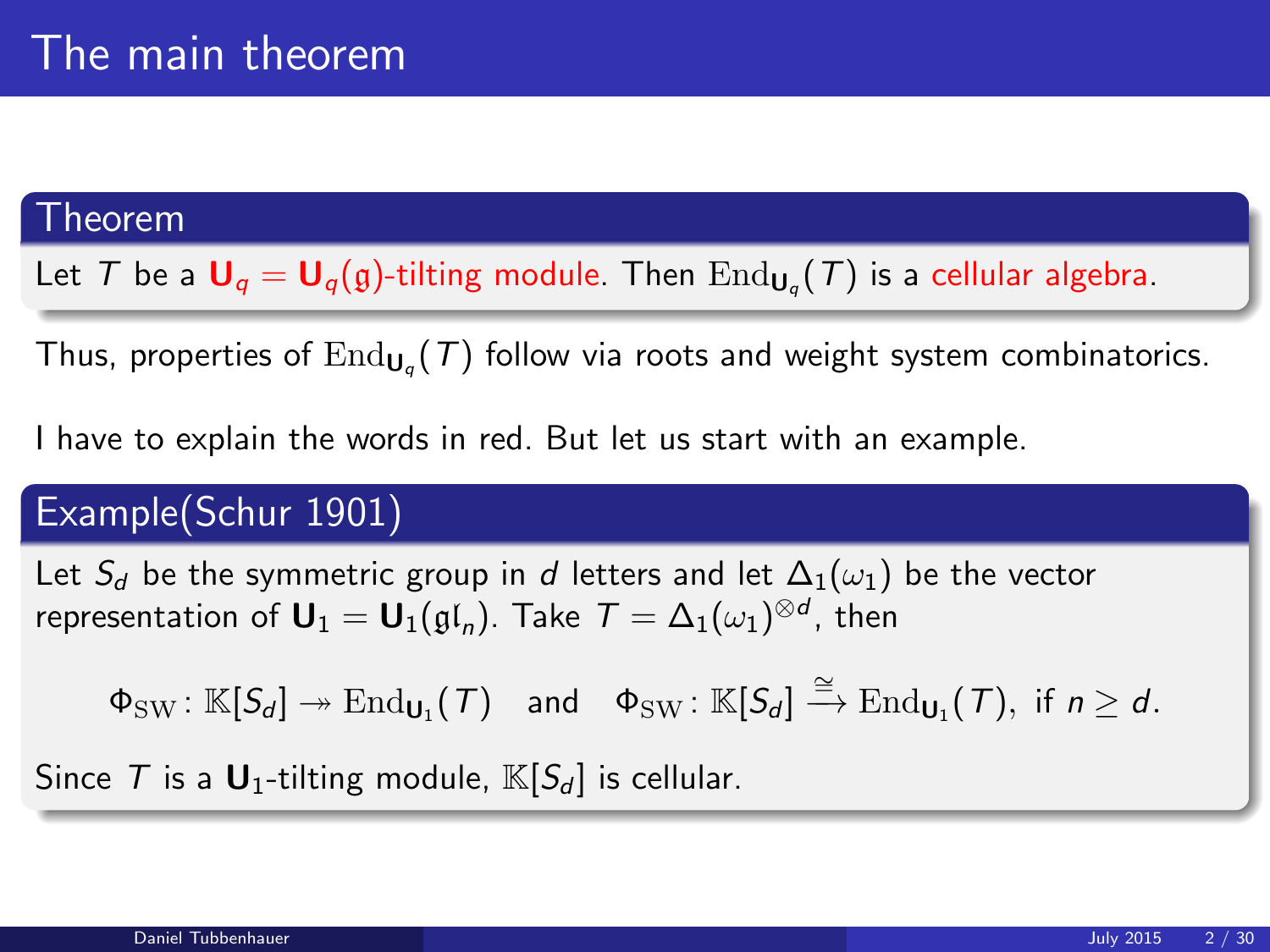# The main theorem

**Theorem**

Let $T$ be a $\mathbf{U}_q = \mathbf{U}_q(\mathfrak{g})$-tilting module. Then $\mathrm{End}_{\mathbf{U}_q}(T)$ is a cellular algebra.

Thus, properties of $\mathrm{End}_{\mathbf{U}_q}(T)$ follow via roots and weight system combinatorics.

I have to explain the words in red. But let us start with an example.

**Example(Schur 1901)**

Let $S_d$ be the symmetric group in $d$ letters and let $\Delta_1(\omega_1)$ be the vector representation of $\mathbf{U}_1 = \mathbf{U}_1(\mathfrak{gl}_n)$. Take $T = \Delta_1(\omega_1)^{\otimes d}$, then

$$\Phi_{\mathrm{SW}} \colon \mathbb{K}[S_d] \twoheadrightarrow \mathrm{End}_{\mathbf{U}_1}(T) \quad \text{and} \quad \Phi_{\mathrm{SW}} \colon \mathbb{K}[S_d] \xrightarrow{\cong} \mathrm{End}_{\mathbf{U}_1}(T), \text{ if } n \geq d.$$

Since $T$ is a $\mathbf{U}_1$-tilting module, $\mathbb{K}[S_d]$ is cellular.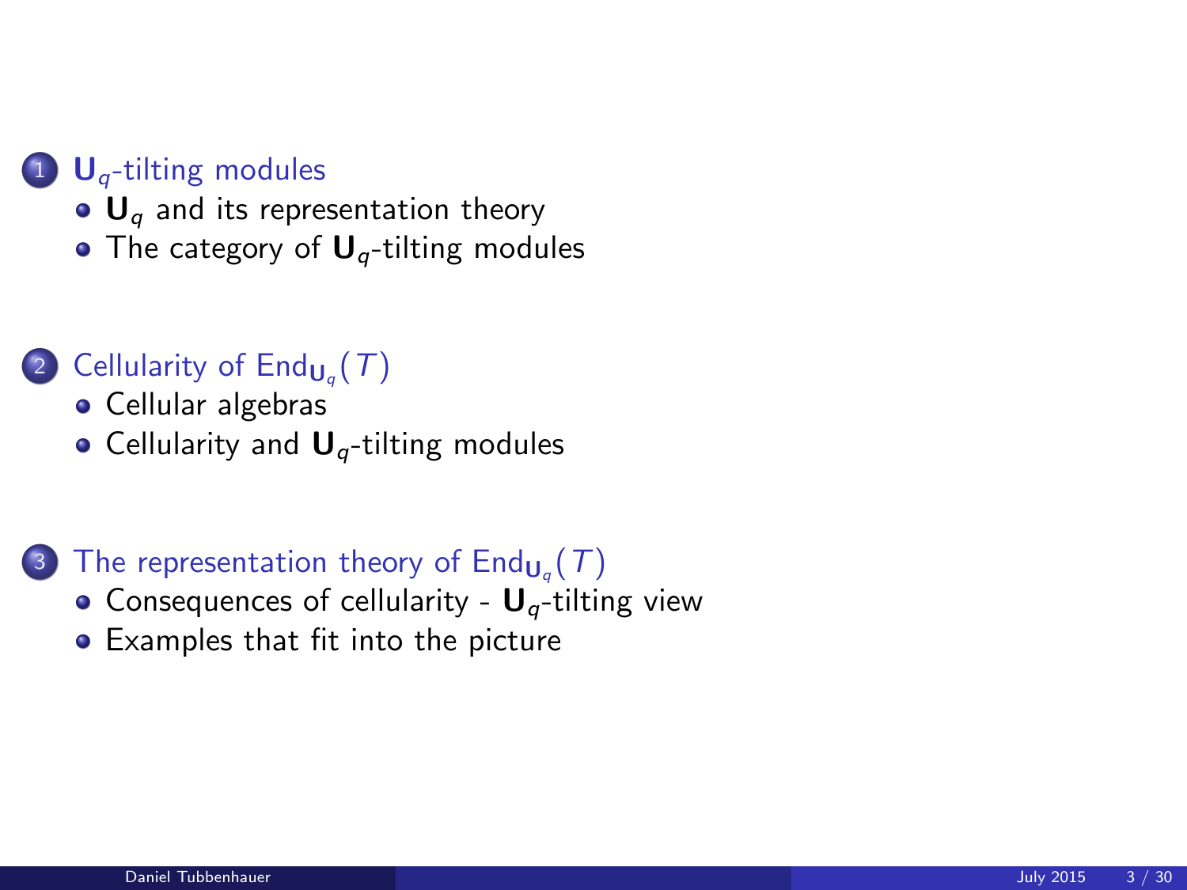1. $\mathbf{U}_q$-tilting modules
    - $\mathbf{U}_q$ and its representation theory
    - The category of $\mathbf{U}_q$-tilting modules

2. Cellularity of $\mathrm{End}_{\mathbf{U}_q}(T)$
    - Cellular algebras
    - Cellularity and $\mathbf{U}_q$-tilting modules

3. The representation theory of $\mathrm{End}_{\mathbf{U}_q}(T)$
    - Consequences of cellularity - $\mathbf{U}_q$-tilting view
    - Examples that fit into the picture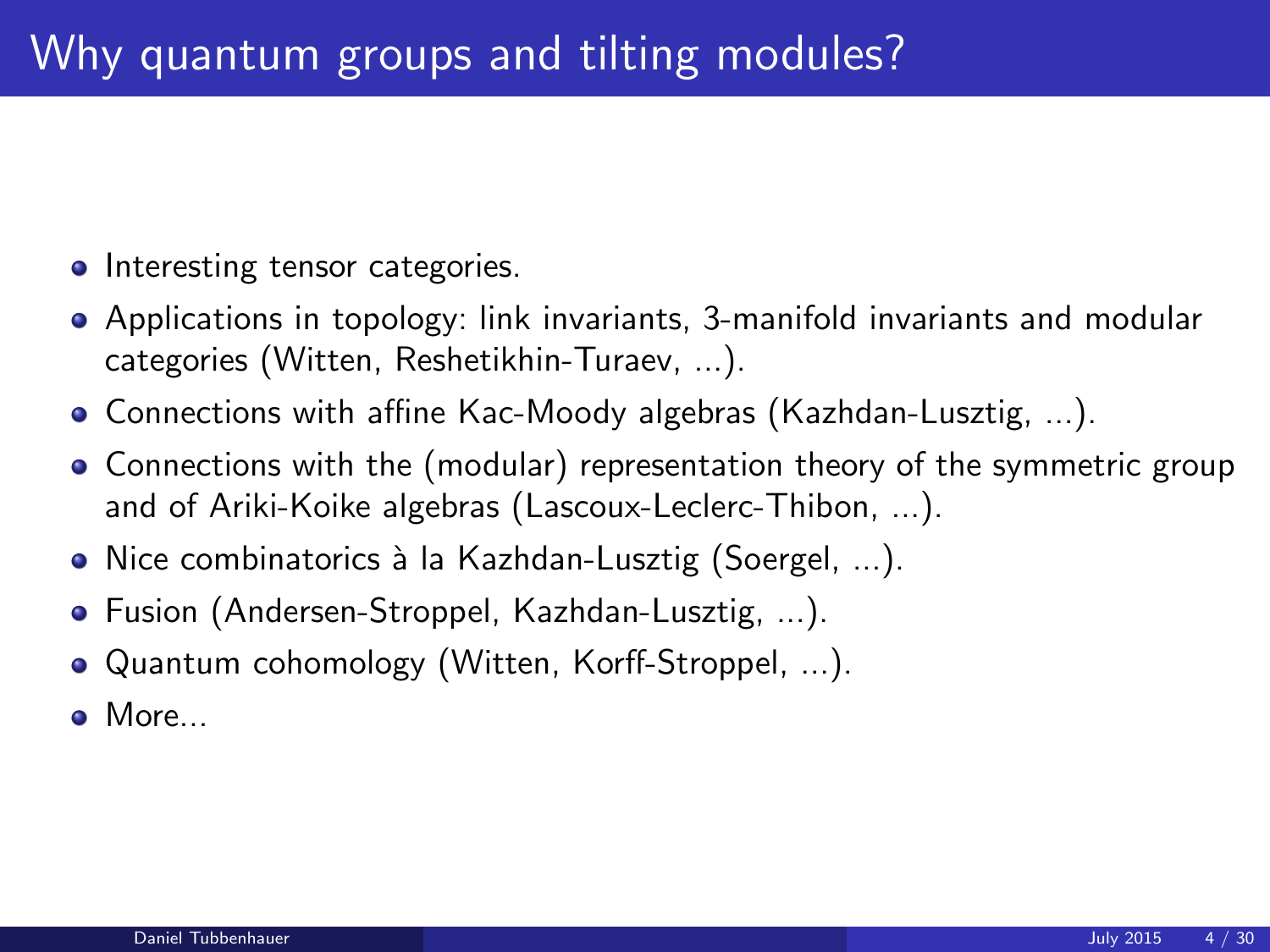# Why quantum groups and tilting modules?

- Interesting tensor categories.
- Applications in topology: link invariants, 3-manifold invariants and modular categories (Witten, Reshetikhin-Turaev, ...).
- Connections with affine Kac-Moody algebras (Kazhdan-Lusztig, ...).
- Connections with the (modular) representation theory of the symmetric group and of Ariki-Koike algebras (Lascoux-Leclerc-Thibon, ...).
- Nice combinatorics à la Kazhdan-Lusztig (Soergel, ...).
- Fusion (Andersen-Stroppel, Kazhdan-Lusztig, ...).
- Quantum cohomology (Witten, Korff-Stroppel, ...).
- More...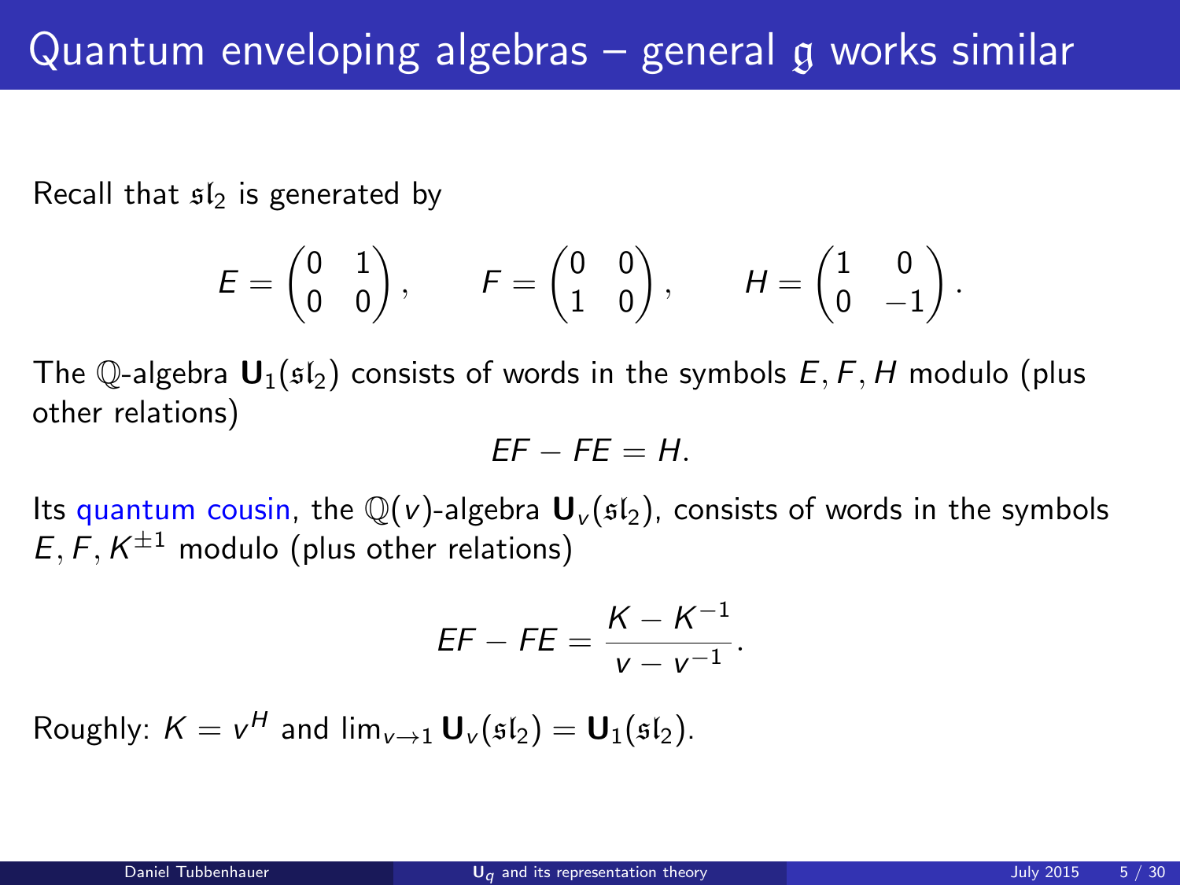# Quantum enveloping algebras – general $\mathfrak{g}$ works similar

Recall that $\mathfrak{sl}_2$ is generated by

$$E = \begin{pmatrix} 0 & 1 \\ 0 & 0 \end{pmatrix}, \qquad F = \begin{pmatrix} 0 & 0 \\ 1 & 0 \end{pmatrix}, \qquad H = \begin{pmatrix} 1 & 0 \\ 0 & -1 \end{pmatrix}.$$

The $\mathbb{Q}$-algebra $\mathbf{U}_1(\mathfrak{sl}_2)$ consists of words in the symbols $E, F, H$ modulo (plus other relations)

$$EF - FE = H.$$

Its quantum cousin, the $\mathbb{Q}(v)$-algebra $\mathbf{U}_v(\mathfrak{sl}_2)$, consists of words in the symbols $E, F, K^{\pm 1}$ modulo (plus other relations)

$$EF - FE = \frac{K - K^{-1}}{v - v^{-1}}.$$

Roughly: $K = v^H$ and $\lim_{v \to 1} \mathbf{U}_v(\mathfrak{sl}_2) = \mathbf{U}_1(\mathfrak{sl}_2)$.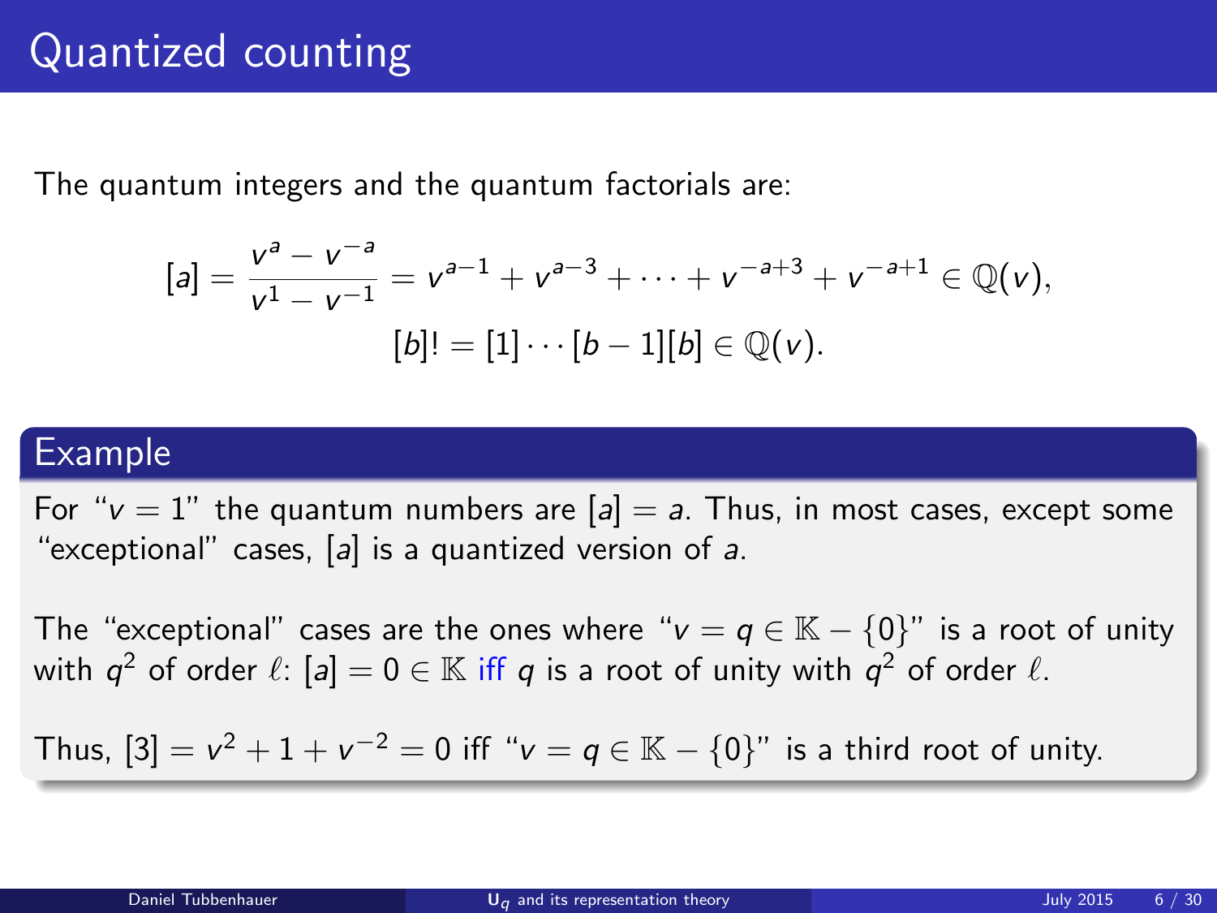# Quantized counting

The quantum integers and the quantum factorials are:

$$[a] = \frac{v^a - v^{-a}}{v^1 - v^{-1}} = v^{a-1} + v^{a-3} + \cdots + v^{-a+3} + v^{-a+1} \in \mathbb{Q}(v),$$
$$[b]! = [1] \cdots [b-1][b] \in \mathbb{Q}(v).$$

## Example

For "$v = 1$" the quantum numbers are $[a] = a$. Thus, in most cases, except some "exceptional" cases, $[a]$ is a quantized version of $a$.

The "exceptional" cases are the ones where "$v = q \in \mathbb{K} - \{0\}$" is a root of unity with $q^2$ of order $\ell$: $[a] = 0 \in \mathbb{K}$ iff $q$ is a root of unity with $q^2$ of order $\ell$.

Thus, $[3] = v^2 + 1 + v^{-2} = 0$ iff "$v = q \in \mathbb{K} - \{0\}$" is a third root of unity.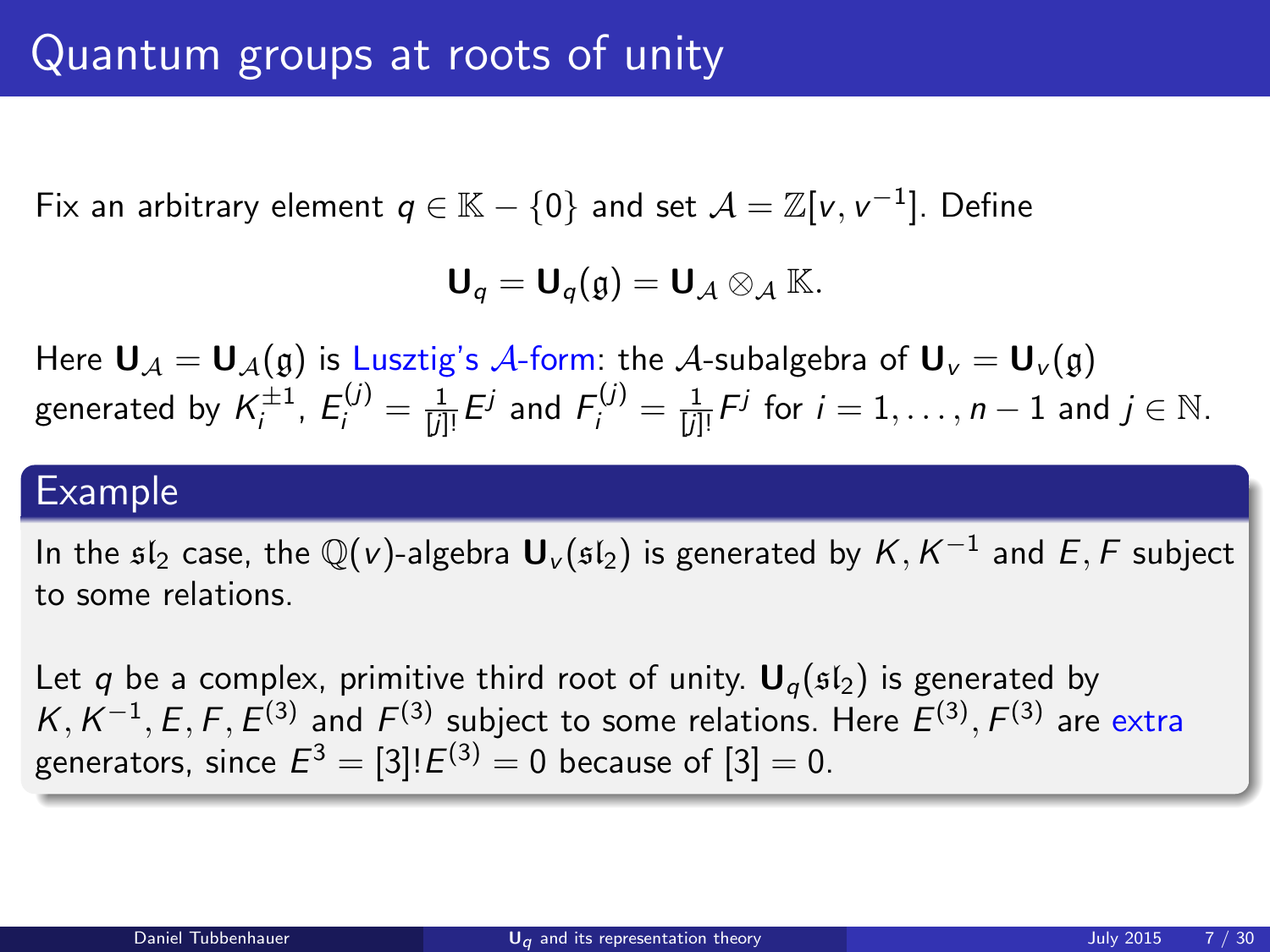# Quantum groups at roots of unity

Fix an arbitrary element $q \in \mathbb{K} - \{0\}$ and set $\mathcal{A} = \mathbb{Z}[v, v^{-1}]$. Define

$$\mathbf{U}_q = \mathbf{U}_q(\mathfrak{g}) = \mathbf{U}_{\mathcal{A}} \otimes_{\mathcal{A}} \mathbb{K}.$$

Here $\mathbf{U}_{\mathcal{A}} = \mathbf{U}_{\mathcal{A}}(\mathfrak{g})$ is Lusztig's $\mathcal{A}$-form: the $\mathcal{A}$-subalgebra of $\mathbf{U}_v = \mathbf{U}_v(\mathfrak{g})$ generated by $K_i^{\pm 1}$, $E_i^{(j)} = \frac{1}{[j]!}E^j$ and $F_i^{(j)} = \frac{1}{[j]!}F^j$ for $i = 1, \ldots, n-1$ and $j \in \mathbb{N}$.

## Example

In the $\mathfrak{sl}_2$ case, the $\mathbb{Q}(v)$-algebra $\mathbf{U}_v(\mathfrak{sl}_2)$ is generated by $K, K^{-1}$ and $E, F$ subject to some relations.

Let $q$ be a complex, primitive third root of unity. $\mathbf{U}_q(\mathfrak{sl}_2)$ is generated by $K, K^{-1}, E, F, E^{(3)}$ and $F^{(3)}$ subject to some relations. Here $E^{(3)}, F^{(3)}$ are extra generators, since $E^3 = [3]!E^{(3)} = 0$ because of $[3] = 0$.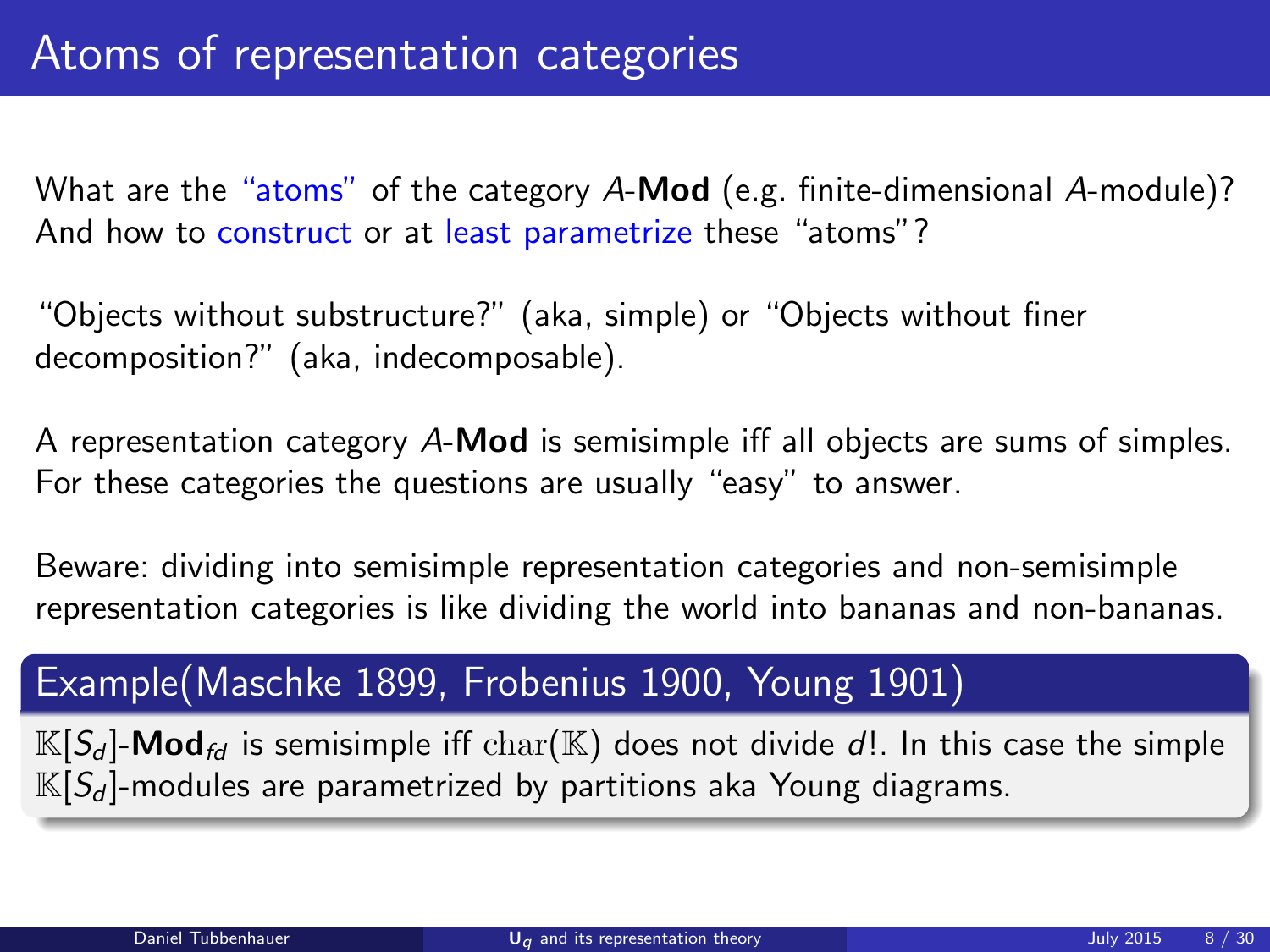# Atoms of representation categories

What are the "atoms" of the category $A$-**Mod** (e.g. finite-dimensional $A$-module)? And how to construct or at least parametrize these "atoms"?

"Objects without substructure?" (aka, simple) or "Objects without finer decomposition?" (aka, indecomposable).

A representation category $A$-**Mod** is semisimple iff all objects are sums of simples. For these categories the questions are usually "easy" to answer.

Beware: dividing into semisimple representation categories and non-semisimple representation categories is like dividing the world into bananas and non-bananas.

**Example(Maschke 1899, Frobenius 1900, Young 1901)**

$\mathbb{K}[S_d]$-$\mathbf{Mod}_{fd}$ is semisimple iff $\mathrm{char}(\mathbb{K})$ does not divide $d!$. In this case the simple $\mathbb{K}[S_d]$-modules are parametrized by partitions aka Young diagrams.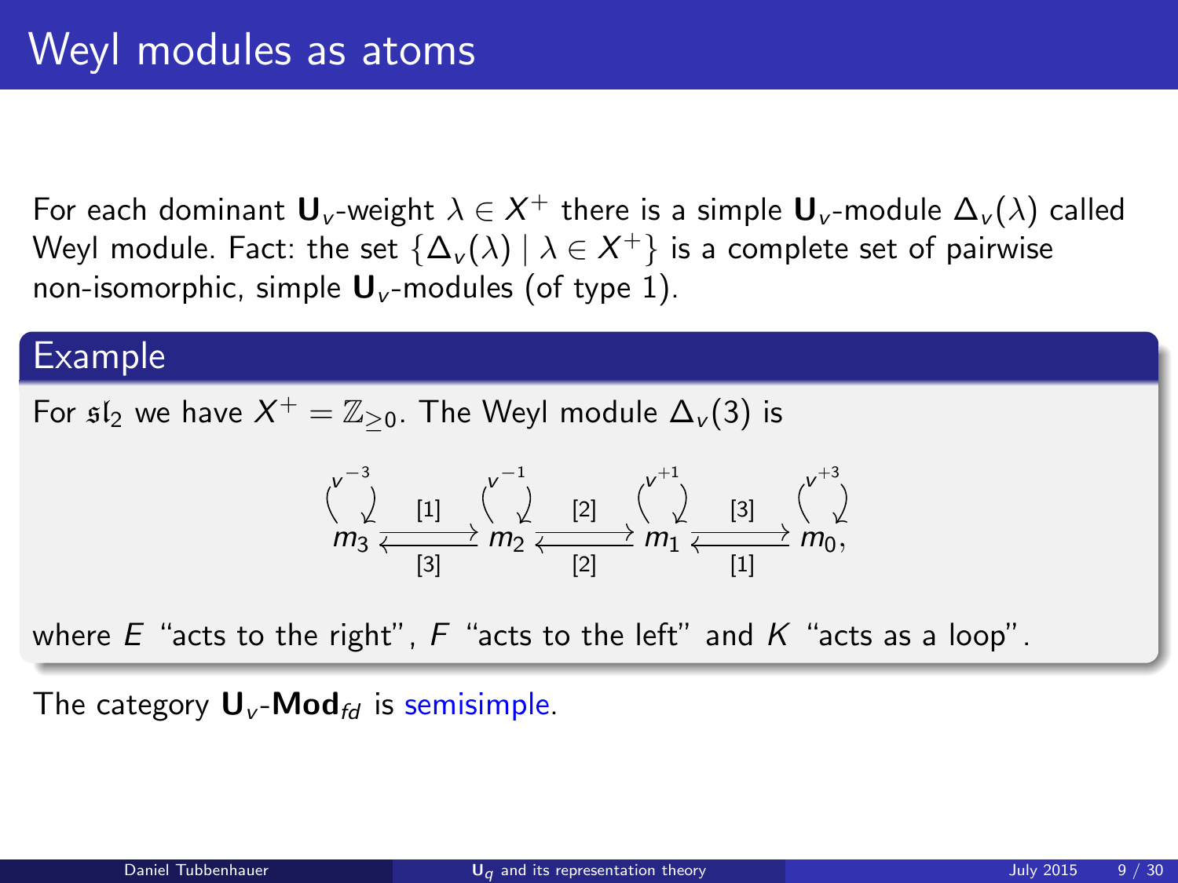# Weyl modules as atoms

For each dominant $\mathbf{U}_v$-weight $\lambda \in X^+$ there is a simple $\mathbf{U}_v$-module $\Delta_v(\lambda)$ called Weyl module. Fact: the set $\{\Delta_v(\lambda) \mid \lambda \in X^+\}$ is a complete set of pairwise non-isomorphic, simple $\mathbf{U}_v$-modules (of type 1).

## Example

For $\mathfrak{sl}_2$ we have $X^+ = \mathbb{Z}_{\geq 0}$. The Weyl module $\Delta_v(3)$ is

$$m_3 \underset{[3]}{\overset{[1]}{\rightleftarrows}} m_2 \underset{[2]}{\overset{[2]}{\rightleftarrows}} m_1 \underset{[1]}{\overset{[3]}{\rightleftarrows}} m_0,$$

with loops $v^{-3}$ at $m_3$, $v^{-1}$ at $m_2$, $v^{+1}$ at $m_1$ and $v^{+3}$ at $m_0$,

where $E$ "acts to the right", $F$ "acts to the left" and $K$ "acts as a loop".

The category $\mathbf{U}_v$-$\mathbf{Mod}_{fd}$ is semisimple.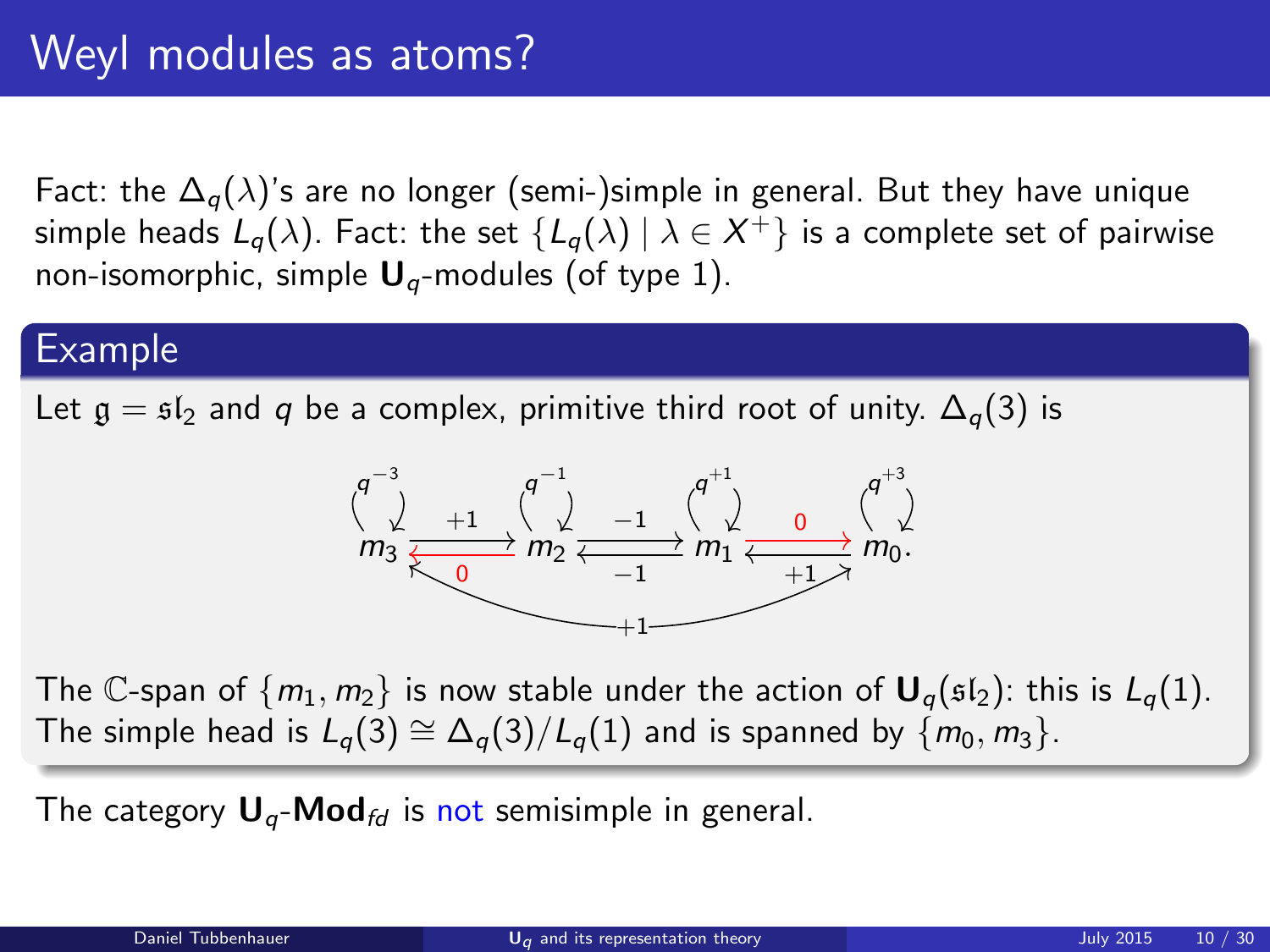# Weyl modules as atoms?

Fact: the $\Delta_q(\lambda)$'s are no longer (semi-)simple in general. But they have unique simple heads $L_q(\lambda)$. Fact: the set $\{L_q(\lambda) \mid \lambda \in X^+\}$ is a complete set of pairwise non-isomorphic, simple $\mathbf{U}_q$-modules (of type 1).

## Example

Let $\mathfrak{g} = \mathfrak{sl}_2$ and $q$ be a complex, primitive third root of unity. $\Delta_q(3)$ is

$$m_3 \underset{0}{\overset{+1}{\rightleftarrows}} m_2 \underset{-1}{\overset{-1}{\rightleftarrows}} m_1 \underset{+1}{\overset{0}{\rightleftarrows}} m_0.$$

(with $K$ acting on $m_3, m_2, m_1, m_0$ by $q^{-3}, q^{-1}, q^{+1}, q^{+3}$, and an additional arrow labeled $+1$ between $m_0$ and $m_3$)

The $\mathbb{C}$-span of $\{m_1, m_2\}$ is now stable under the action of $\mathbf{U}_q(\mathfrak{sl}_2)$: this is $L_q(1)$. The simple head is $L_q(3) \cong \Delta_q(3)/L_q(1)$ and is spanned by $\{m_0, m_3\}$.

The category $\mathbf{U}_q$-$\mathbf{Mod}_{fd}$ is not semisimple in general.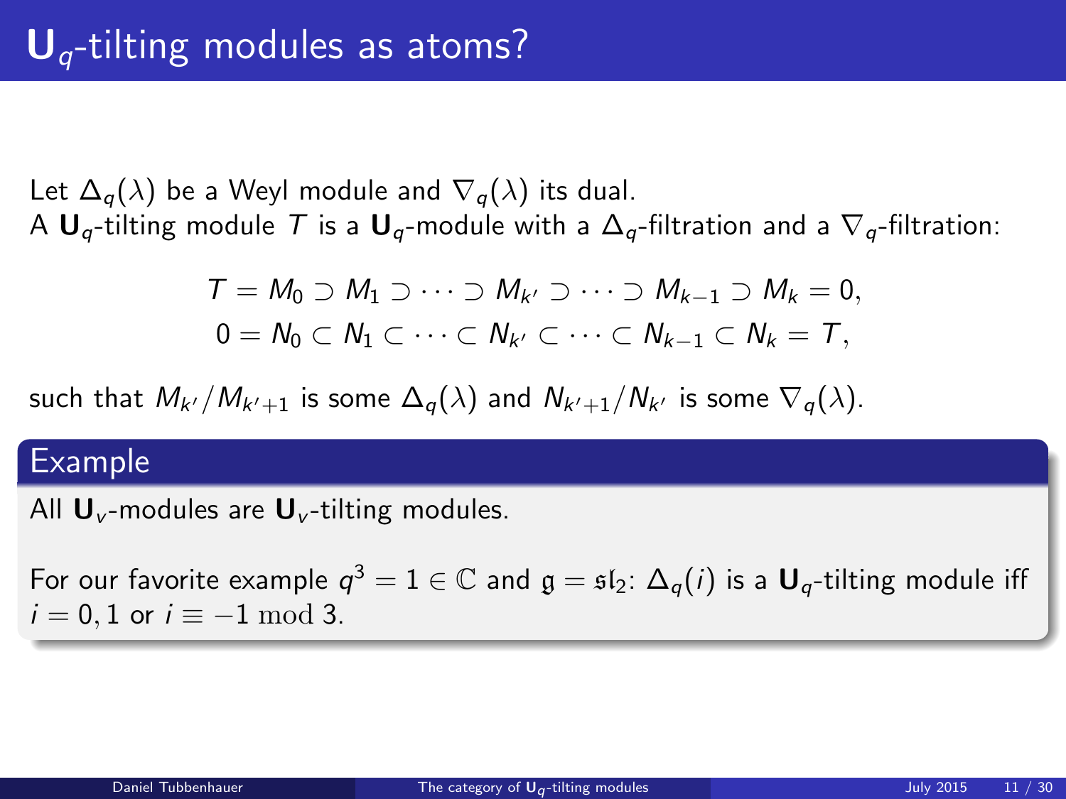# $\mathbf{U}_q$-tilting modules as atoms?

Let $\Delta_q(\lambda)$ be a Weyl module and $\nabla_q(\lambda)$ its dual.
A $\mathbf{U}_q$-tilting module $T$ is a $\mathbf{U}_q$-module with a $\Delta_q$-filtration and a $\nabla_q$-filtration:

$$T = M_0 \supset M_1 \supset \cdots \supset M_{k'} \supset \cdots \supset M_{k-1} \supset M_k = 0,$$
$$0 = N_0 \subset N_1 \subset \cdots \subset N_{k'} \subset \cdots \subset N_{k-1} \subset N_k = T,$$

such that $M_{k'}/M_{k'+1}$ is some $\Delta_q(\lambda)$ and $N_{k'+1}/N_{k'}$ is some $\nabla_q(\lambda)$.

### Example

All $\mathbf{U}_v$-modules are $\mathbf{U}_v$-tilting modules.

For our favorite example $q^3 = 1 \in \mathbb{C}$ and $\mathfrak{g} = \mathfrak{sl}_2$: $\Delta_q(i)$ is a $\mathbf{U}_q$-tilting module iff $i = 0, 1$ or $i \equiv -1 \bmod 3$.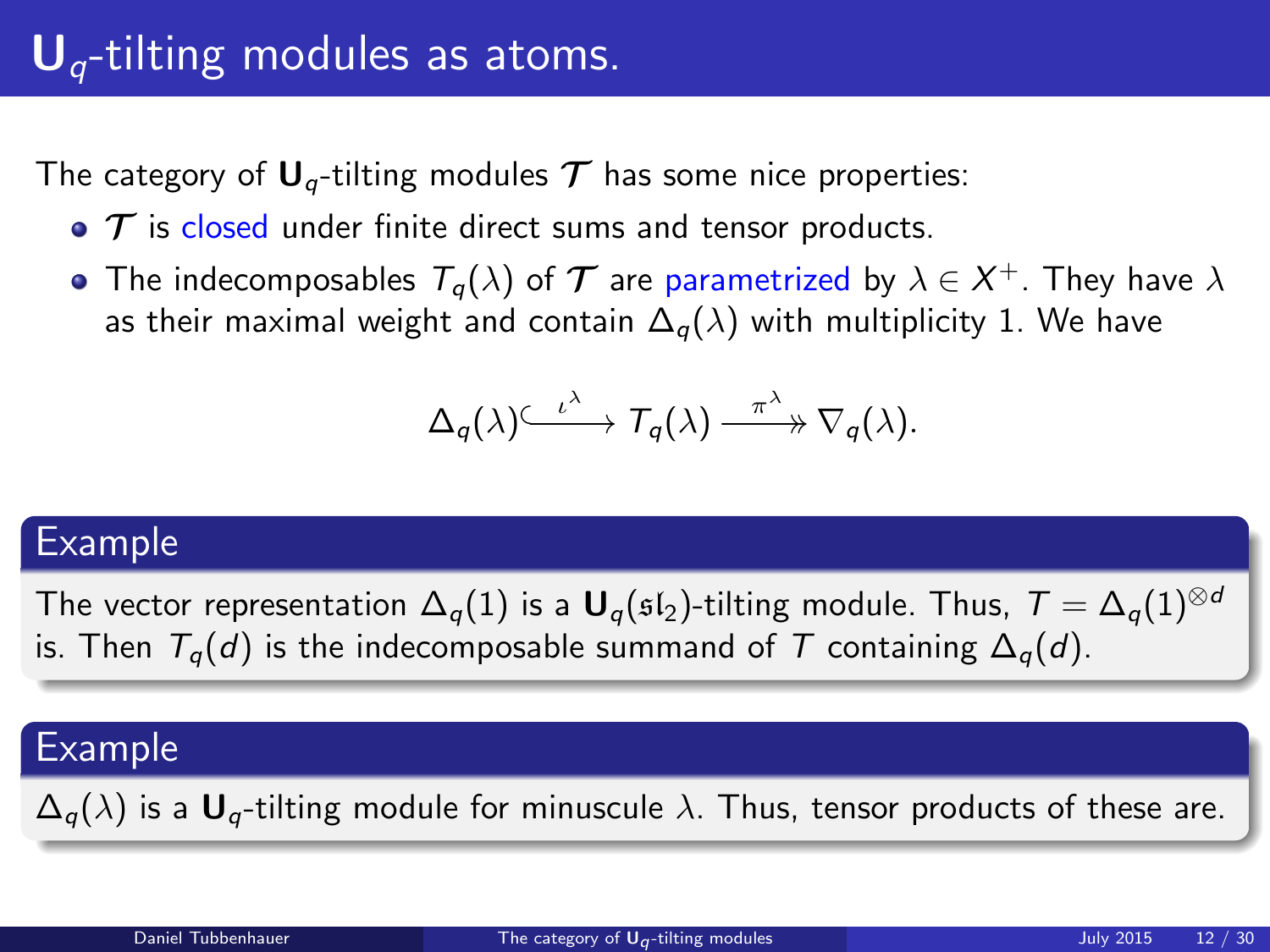# $\mathbf{U}_q$-tilting modules as atoms.

The category of $\mathbf{U}_q$-tilting modules $\boldsymbol{\mathcal{T}}$ has some nice properties:

- $\boldsymbol{\mathcal{T}}$ is closed under finite direct sums and tensor products.
- The indecomposables $T_q(\lambda)$ of $\boldsymbol{\mathcal{T}}$ are parametrized by $\lambda \in X^+$. They have $\lambda$ as their maximal weight and contain $\Delta_q(\lambda)$ with multiplicity 1. We have

$$\Delta_q(\lambda) \xhookrightarrow{\iota^\lambda} T_q(\lambda) \xrightarrow{\pi^\lambda} \nabla_q(\lambda).$$

## Example

The vector representation $\Delta_q(1)$ is a $\mathbf{U}_q(\mathfrak{sl}_2)$-tilting module. Thus, $T = \Delta_q(1)^{\otimes d}$ is. Then $T_q(d)$ is the indecomposable summand of $T$ containing $\Delta_q(d)$.

## Example

$\Delta_q(\lambda)$ is a $\mathbf{U}_q$-tilting module for minuscule $\lambda$. Thus, tensor products of these are.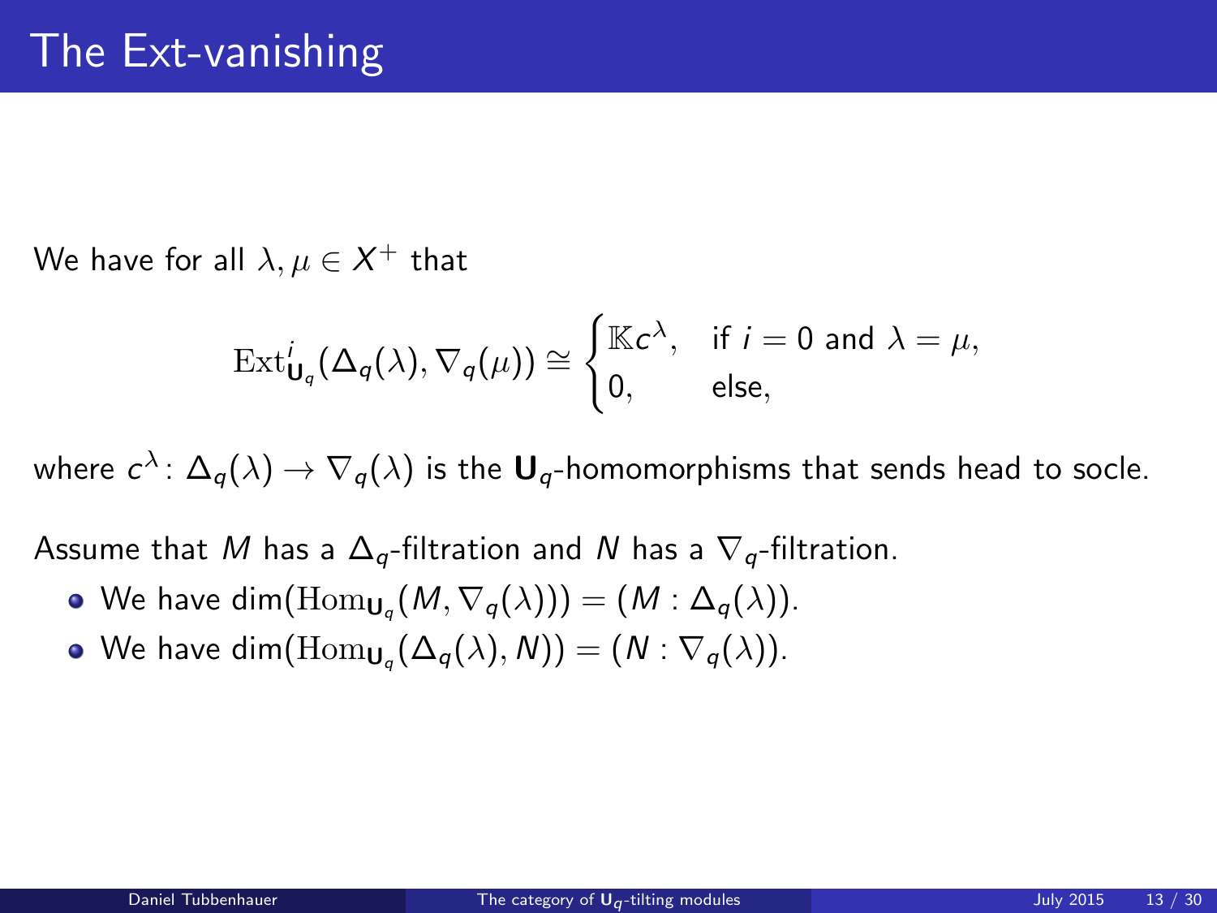# The Ext-vanishing

We have for all $\lambda, \mu \in X^+$ that

$$\mathrm{Ext}^i_{\mathbf{U}_q}(\Delta_q(\lambda), \nabla_q(\mu)) \cong \begin{cases} \mathbb{K}c^\lambda, & \text{if } i = 0 \text{ and } \lambda = \mu, \\ 0, & \text{else,} \end{cases}$$

where $c^\lambda \colon \Delta_q(\lambda) \to \nabla_q(\lambda)$ is the $\mathbf{U}_q$-homomorphisms that sends head to socle.

Assume that $M$ has a $\Delta_q$-filtration and $N$ has a $\nabla_q$-filtration.

- We have $\dim(\mathrm{Hom}_{\mathbf{U}_q}(M, \nabla_q(\lambda))) = (M : \Delta_q(\lambda))$.
- We have $\dim(\mathrm{Hom}_{\mathbf{U}_q}(\Delta_q(\lambda), N)) = (N : \nabla_q(\lambda))$.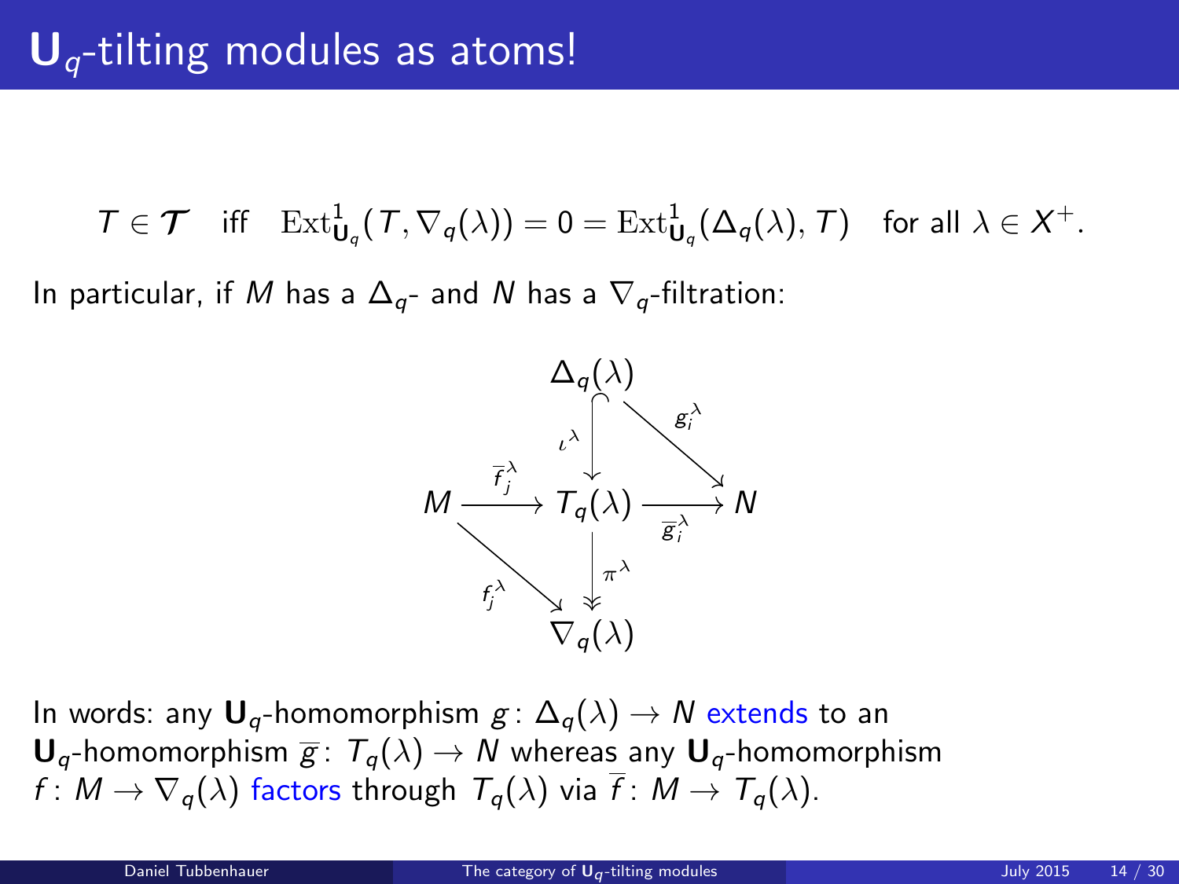# $\mathbf{U}_q$-tilting modules as atoms!

$$T \in \boldsymbol{\mathcal{T}} \quad \text{iff} \quad \mathrm{Ext}^1_{\mathbf{U}_q}(T, \nabla_q(\lambda)) = 0 = \mathrm{Ext}^1_{\mathbf{U}_q}(\Delta_q(\lambda), T) \quad \text{for all } \lambda \in X^+.$$

In particular, if $M$ has a $\Delta_q$- and $N$ has a $\nabla_q$-filtration:

$$\begin{array}{ccccc}
 & & \Delta_q(\lambda) & & \\
 & & \downarrow \iota^\lambda & \searrow g_i^\lambda & \\
M & \xrightarrow{\overline{f}_j^\lambda} & T_q(\lambda) & \xrightarrow{\overline{g}_i^\lambda} & N \\
 & \searrow f_j^\lambda & \downarrow \pi^\lambda & & \\
 & & \nabla_q(\lambda) & &
\end{array}$$

In words: any $\mathbf{U}_q$-homomorphism $g\colon \Delta_q(\lambda) \to N$ extends to an $\mathbf{U}_q$-homomorphism $\overline{g}\colon T_q(\lambda) \to N$ whereas any $\mathbf{U}_q$-homomorphism $f\colon M \to \nabla_q(\lambda)$ factors through $T_q(\lambda)$ via $\overline{f}\colon M \to T_q(\lambda)$.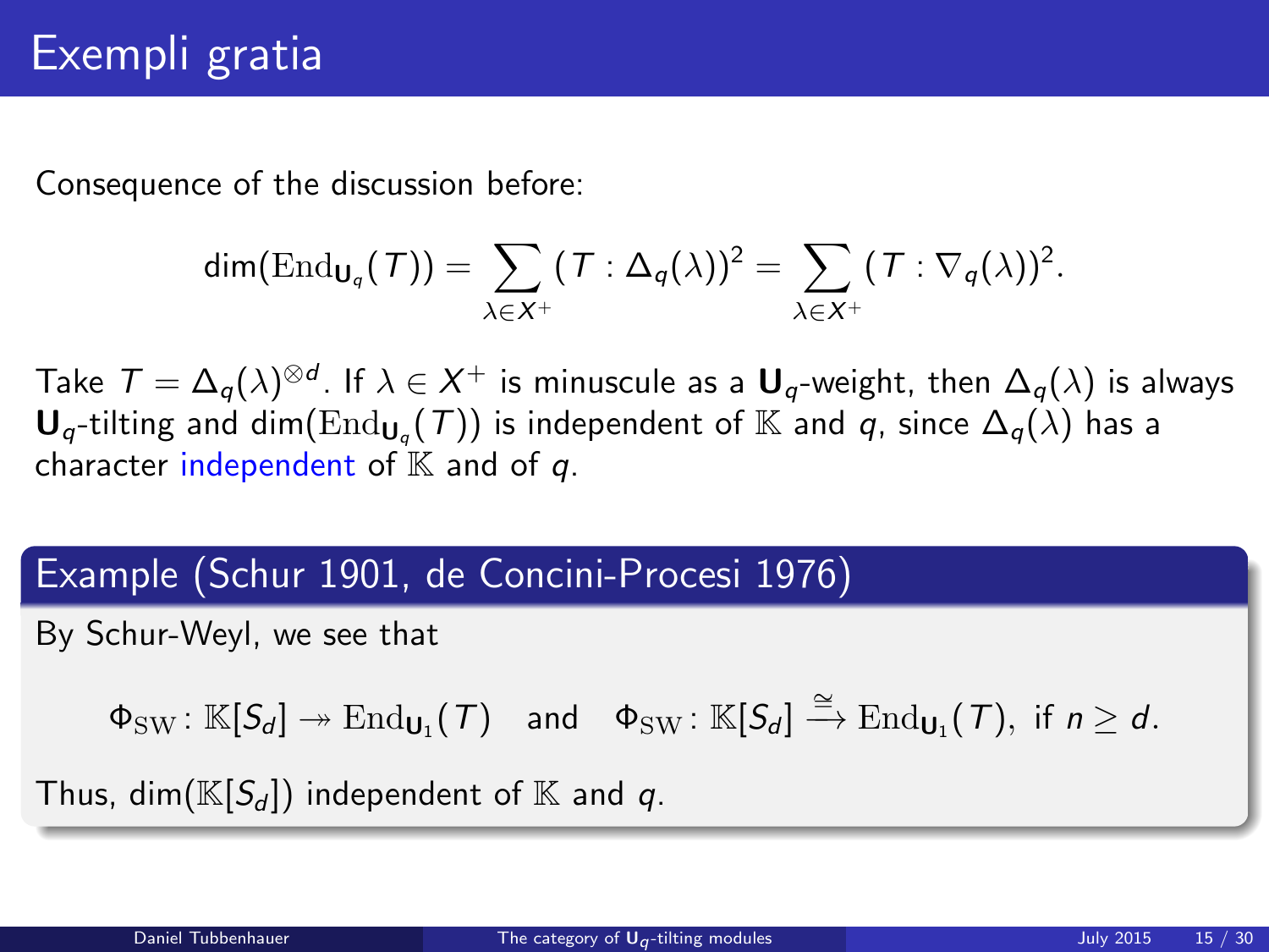# Exempli gratia

Consequence of the discussion before:

$$\dim(\mathrm{End}_{\mathbf{U}_q}(T)) = \sum_{\lambda \in X^+} (T : \Delta_q(\lambda))^2 = \sum_{\lambda \in X^+} (T : \nabla_q(\lambda))^2.$$

Take $T = \Delta_q(\lambda)^{\otimes d}$. If $\lambda \in X^+$ is minuscule as a $\mathbf{U}_q$-weight, then $\Delta_q(\lambda)$ is always $\mathbf{U}_q$-tilting and $\dim(\mathrm{End}_{\mathbf{U}_q}(T))$ is independent of $\mathbb{K}$ and $q$, since $\Delta_q(\lambda)$ has a character independent of $\mathbb{K}$ and of $q$.

### Example (Schur 1901, de Concini-Procesi 1976)

By Schur-Weyl, we see that

$$\Phi_{\mathrm{SW}} \colon \mathbb{K}[S_d] \twoheadrightarrow \mathrm{End}_{\mathbf{U}_1}(T) \quad \text{and} \quad \Phi_{\mathrm{SW}} \colon \mathbb{K}[S_d] \xrightarrow{\cong} \mathrm{End}_{\mathbf{U}_1}(T), \text{ if } n \geq d.$$

Thus, $\dim(\mathbb{K}[S_d])$ independent of $\mathbb{K}$ and $q$.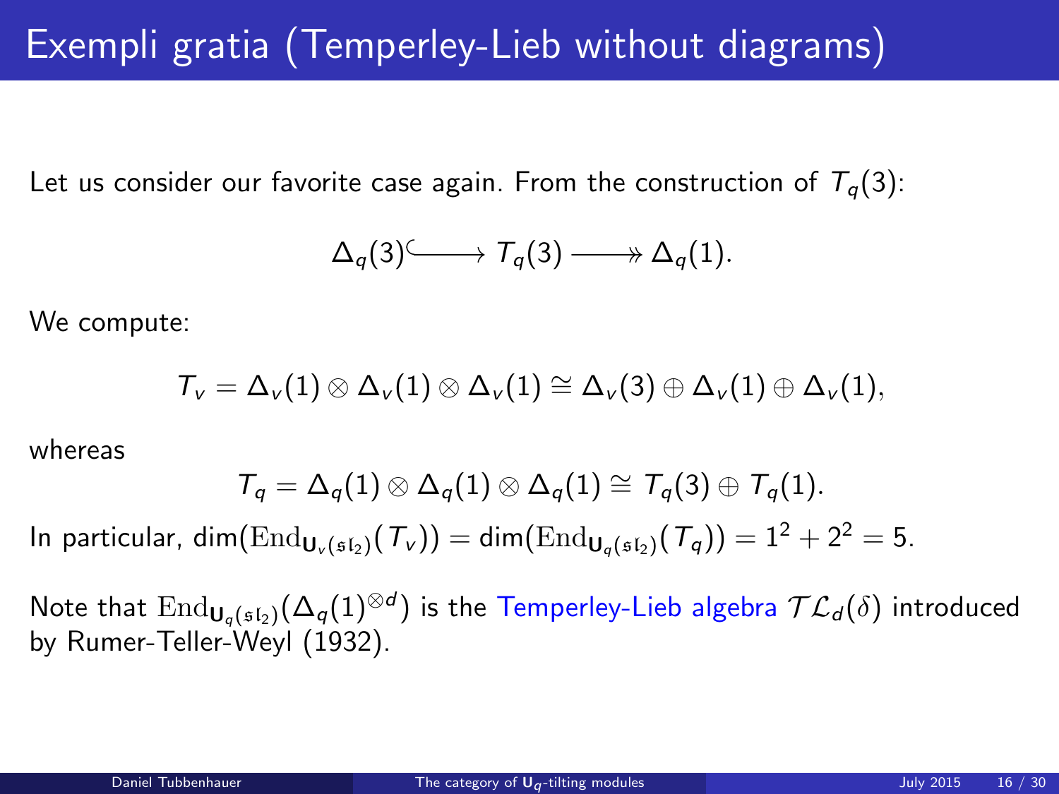# Exempli gratia (Temperley-Lieb without diagrams)

Let us consider our favorite case again. From the construction of $T_q(3)$:

$$\Delta_q(3) \hookrightarrow T_q(3) \twoheadrightarrow \Delta_q(1).$$

We compute:

$$T_v = \Delta_v(1) \otimes \Delta_v(1) \otimes \Delta_v(1) \cong \Delta_v(3) \oplus \Delta_v(1) \oplus \Delta_v(1),$$

whereas

$$T_q = \Delta_q(1) \otimes \Delta_q(1) \otimes \Delta_q(1) \cong T_q(3) \oplus T_q(1).$$

In particular, $\dim(\mathrm{End}_{\mathbf{U}_v(\mathfrak{sl}_2)}(T_v)) = \dim(\mathrm{End}_{\mathbf{U}_q(\mathfrak{sl}_2)}(T_q)) = 1^2 + 2^2 = 5$.

Note that $\mathrm{End}_{\mathbf{U}_q(\mathfrak{sl}_2)}(\Delta_q(1)^{\otimes d})$ is the Temperley-Lieb algebra $\mathcal{TL}_d(\delta)$ introduced by Rumer-Teller-Weyl (1932).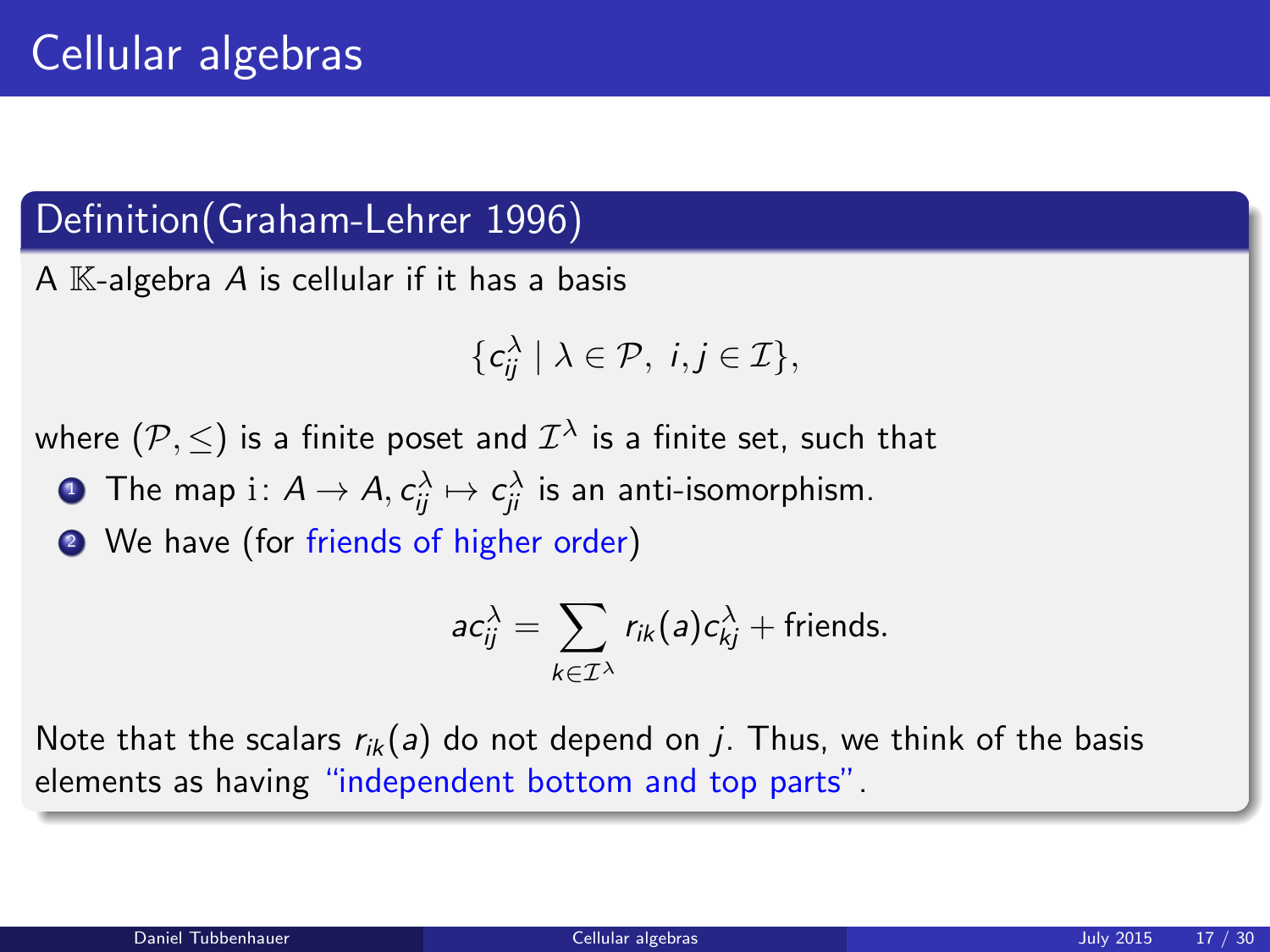# Cellular algebras

## Definition(Graham-Lehrer 1996)

A $\mathbb{K}$-algebra $A$ is cellular if it has a basis

$$\{c_{ij}^{\lambda} \mid \lambda \in \mathcal{P},\ i,j \in \mathcal{I}\},$$

where $(\mathcal{P}, \leq)$ is a finite poset and $\mathcal{I}^{\lambda}$ is a finite set, such that

1. The map $\mathrm{i}\colon A \to A, c_{ij}^{\lambda} \mapsto c_{ji}^{\lambda}$ is an anti-isomorphism.
2. We have (for friends of higher order)

$$ac_{ij}^{\lambda} = \sum_{k \in \mathcal{I}^{\lambda}} r_{ik}(a) c_{kj}^{\lambda} + \text{friends}.$$

Note that the scalars $r_{ik}(a)$ do not depend on $j$. Thus, we think of the basis elements as having "independent bottom and top parts".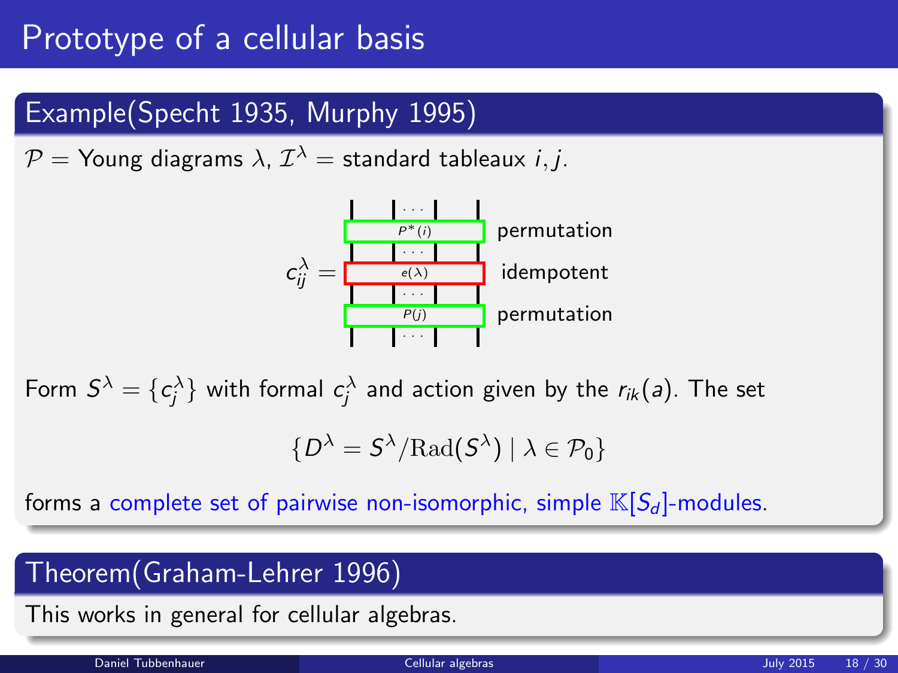# Prototype of a cellular basis

## Example(Specht 1935, Murphy 1995)

$\mathcal{P}$ = Young diagrams $\lambda$, $\mathcal{I}^\lambda$ = standard tableaux $i, j$.

$$c_{ij}^{\lambda} = \begin{array}{c} P^*(i) \\ e(\lambda) \\ P(j) \end{array} \quad \begin{array}{l} \text{permutation} \\ \text{idempotent} \\ \text{permutation} \end{array}$$

Form $S^\lambda = \{c_j^\lambda\}$ with formal $c_j^\lambda$ and action given by the $r_{ik}(a)$. The set

$$\{D^\lambda = S^\lambda / \mathrm{Rad}(S^\lambda) \mid \lambda \in \mathcal{P}_0\}$$

forms a complete set of pairwise non-isomorphic, simple $\mathbb{K}[S_d]$-modules.

## Theorem(Graham-Lehrer 1996)

This works in general for cellular algebras.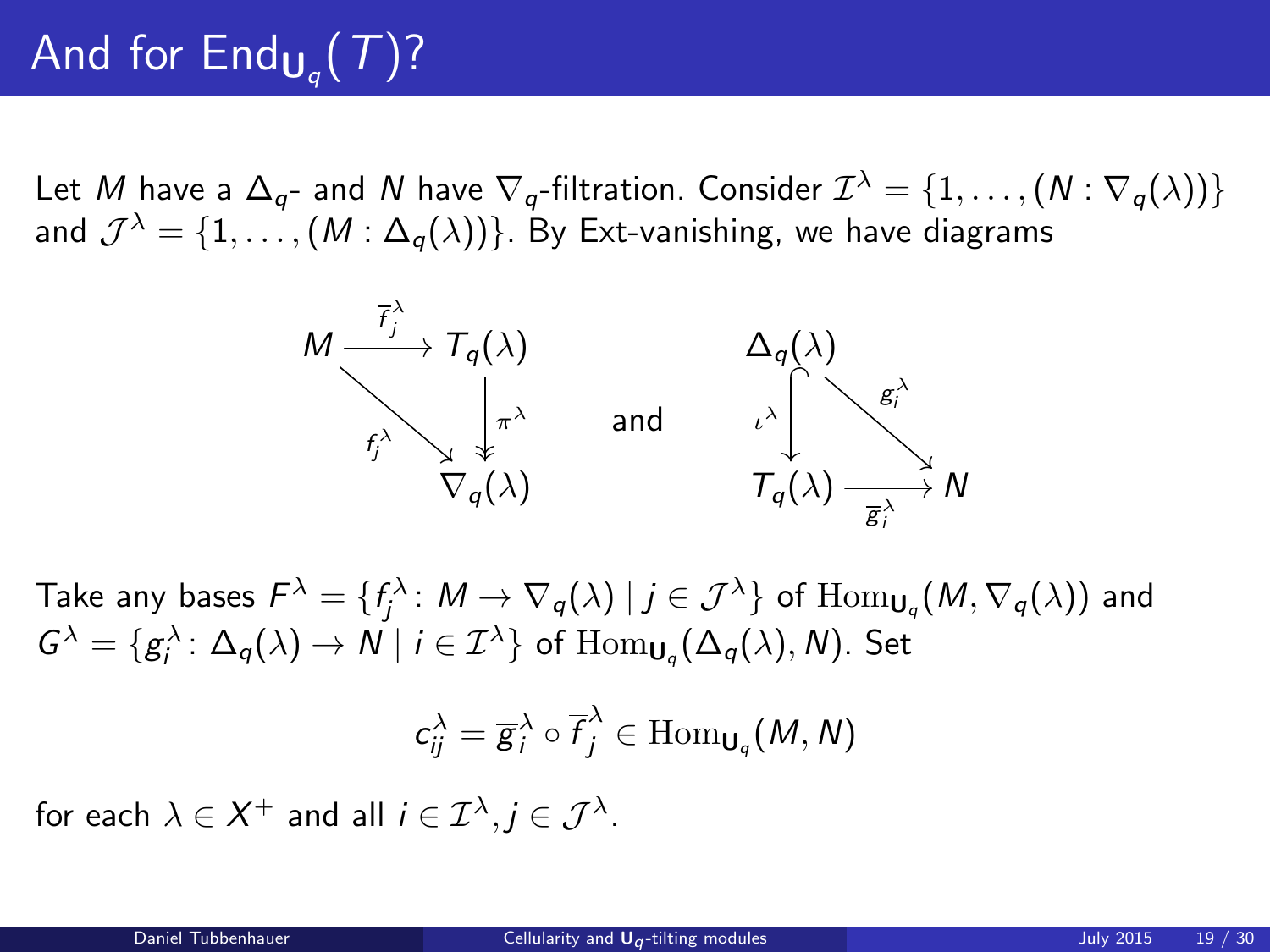# And for $\mathrm{End}_{\mathbf{U}_q}(T)$?

Let $M$ have a $\Delta_q$- and $N$ have $\nabla_q$-filtration. Consider $\mathcal{I}^\lambda = \{1, \dots, (N : \nabla_q(\lambda))\}$ and $\mathcal{J}^\lambda = \{1, \dots, (M : \Delta_q(\lambda))\}$. By Ext-vanishing, we have diagrams

$$\begin{array}{ccc} M & \xrightarrow{\overline{f}_j^\lambda} & T_q(\lambda) \\ & \searrow^{f_j^\lambda} & \downarrow \pi^\lambda \\ & & \nabla_q(\lambda) \end{array} \qquad \text{and} \qquad \begin{array}{ccc} \Delta_q(\lambda) & & \\ \downarrow \iota^\lambda & \searrow^{g_i^\lambda} & \\ T_q(\lambda) & \xrightarrow{\overline{g}_i^\lambda} & N \end{array}$$

Take any bases $F^\lambda = \{f_j^\lambda : M \to \nabla_q(\lambda) \mid j \in \mathcal{J}^\lambda\}$ of $\mathrm{Hom}_{\mathbf{U}_q}(M, \nabla_q(\lambda))$ and $G^\lambda = \{g_i^\lambda : \Delta_q(\lambda) \to N \mid i \in \mathcal{I}^\lambda\}$ of $\mathrm{Hom}_{\mathbf{U}_q}(\Delta_q(\lambda), N)$. Set

$$c_{ij}^\lambda = \overline{g}_i^\lambda \circ \overline{f}_j^\lambda \in \mathrm{Hom}_{\mathbf{U}_q}(M, N)$$

for each $\lambda \in X^+$ and all $i \in \mathcal{I}^\lambda, j \in \mathcal{J}^\lambda$.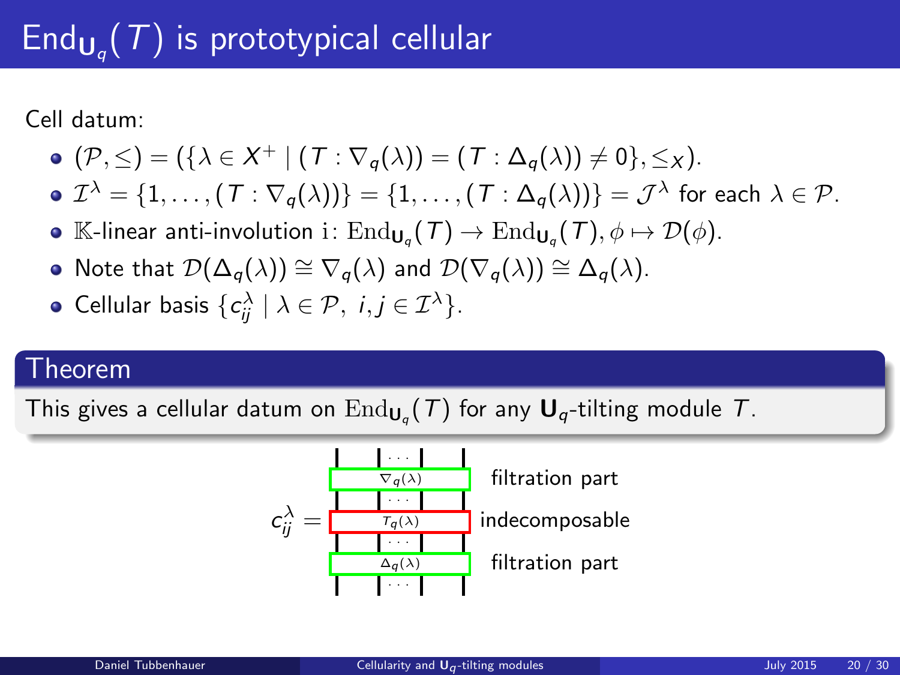# $\mathrm{End}_{\mathbf{U}_q}(T)$ is prototypical cellular

Cell datum:

- $(\mathcal{P}, \leq) = (\{\lambda \in X^+ \mid (T : \nabla_q(\lambda)) = (T : \Delta_q(\lambda)) \neq 0\}, \leq_X)$.
- $\mathcal{I}^\lambda = \{1, \ldots, (T : \nabla_q(\lambda))\} = \{1, \ldots, (T : \Delta_q(\lambda))\} = \mathcal{J}^\lambda$ for each $\lambda \in \mathcal{P}$.
- $\mathbb{K}$-linear anti-involution $\mathrm{i} \colon \mathrm{End}_{\mathbf{U}_q}(T) \to \mathrm{End}_{\mathbf{U}_q}(T), \phi \mapsto \mathcal{D}(\phi)$.
- Note that $\mathcal{D}(\Delta_q(\lambda)) \cong \nabla_q(\lambda)$ and $\mathcal{D}(\nabla_q(\lambda)) \cong \Delta_q(\lambda)$.
- Cellular basis $\{c_{ij}^\lambda \mid \lambda \in \mathcal{P},\ i,j \in \mathcal{I}^\lambda\}$.

## Theorem

This gives a cellular datum on $\mathrm{End}_{\mathbf{U}_q}(T)$ for any $\mathbf{U}_q$-tilting module $T$.

$c_{ij}^\lambda =$ [$\nabla_q(\lambda)$: filtration part; $T_q(\lambda)$: indecomposable; $\Delta_q(\lambda)$: filtration part]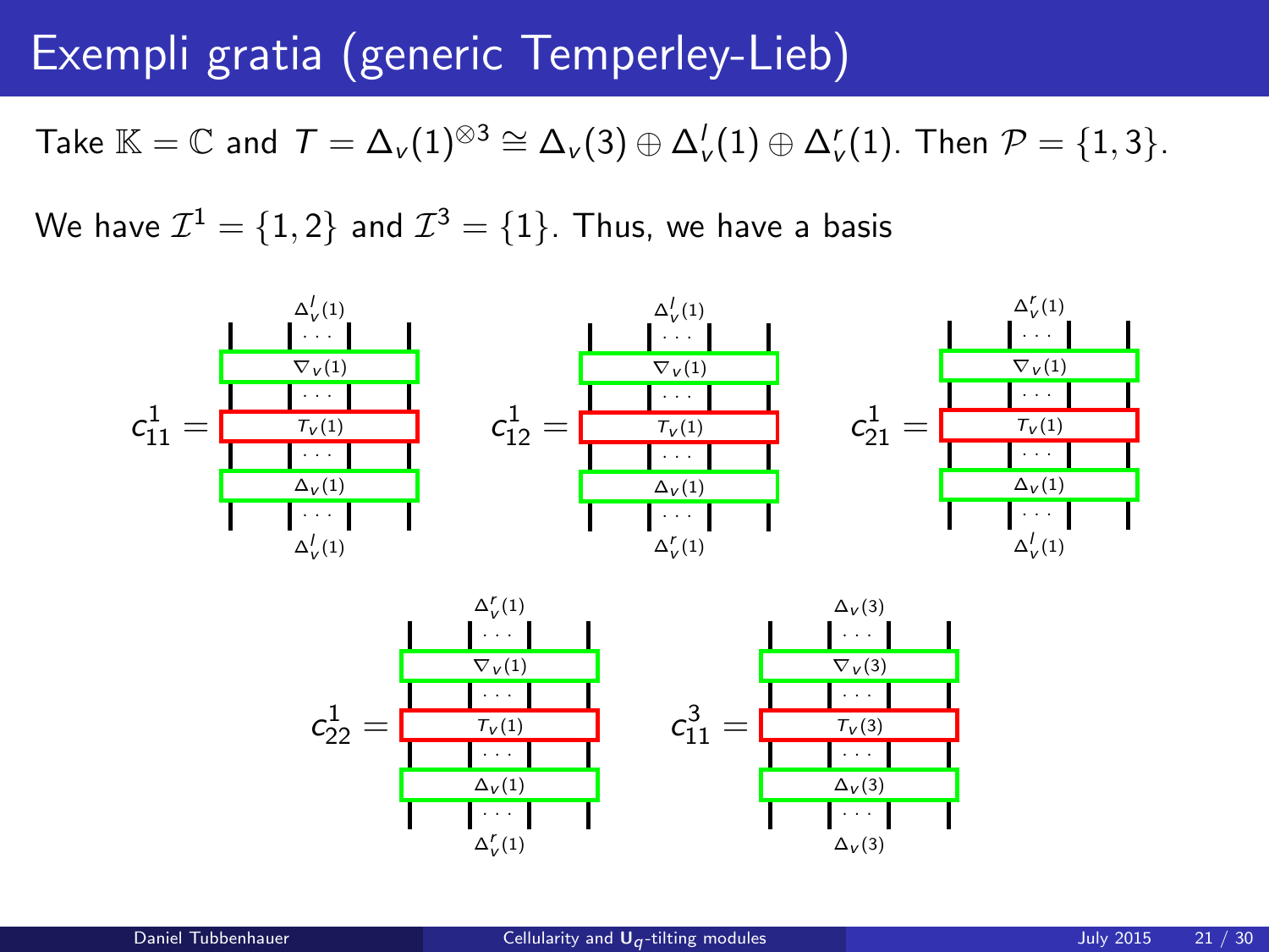# Exempli gratia (generic Temperley-Lieb)

Take $\mathbb{K} = \mathbb{C}$ and $T = \Delta_v(1)^{\otimes 3} \cong \Delta_v(3) \oplus \Delta_v^l(1) \oplus \Delta_v^r(1)$. Then $\mathcal{P} = \{1, 3\}$.

We have $\mathcal{I}^1 = \{1, 2\}$ and $\mathcal{I}^3 = \{1\}$. Thus, we have a basis

$c_{11}^1 =$ (top: $\Delta_v^l(1)$; boxes from top: $\nabla_v(1)$, $T_v(1)$, $\Delta_v(1)$; bottom: $\Delta_v^l(1)$)

$c_{12}^1 =$ (top: $\Delta_v^l(1)$; boxes from top: $\nabla_v(1)$, $T_v(1)$, $\Delta_v(1)$; bottom: $\Delta_v^r(1)$)

$c_{21}^1 =$ (top: $\Delta_v^r(1)$; boxes from top: $\nabla_v(1)$, $T_v(1)$, $\Delta_v(1)$; bottom: $\Delta_v^l(1)$)

$c_{22}^1 =$ (top: $\Delta_v^r(1)$; boxes from top: $\nabla_v(1)$, $T_v(1)$, $\Delta_v(1)$; bottom: $\Delta_v^r(1)$)

$c_{11}^3 =$ (top: $\Delta_v(3)$; boxes from top: $\nabla_v(3)$, $T_v(3)$, $\Delta_v(3)$; bottom: $\Delta_v(3)$)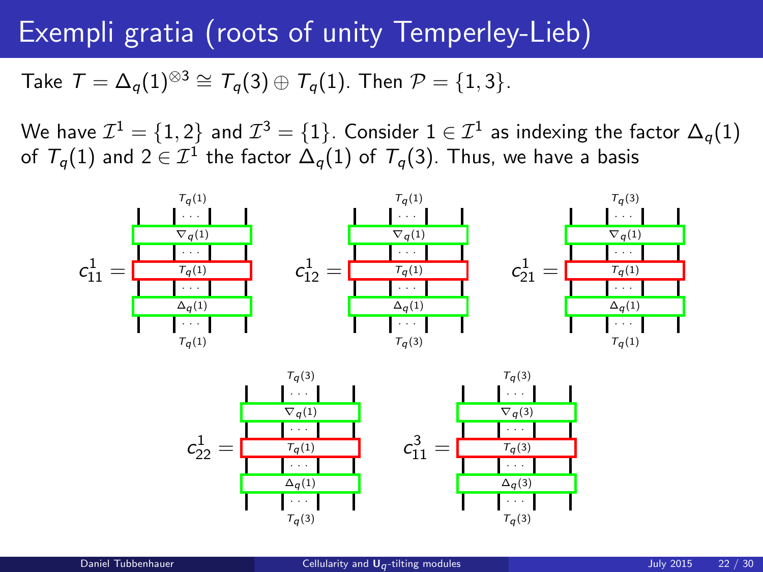# Exempli gratia (roots of unity Temperley-Lieb)

Take $T = \Delta_q(1)^{\otimes 3} \cong T_q(3) \oplus T_q(1)$. Then $\mathcal{P} = \{1, 3\}$.

We have $\mathcal{I}^1 = \{1, 2\}$ and $\mathcal{I}^3 = \{1\}$. Consider $1 \in \mathcal{I}^1$ as indexing the factor $\Delta_q(1)$ of $T_q(1)$ and $2 \in \mathcal{I}^1$ the factor $\Delta_q(1)$ of $T_q(3)$. Thus, we have a basis

$c^1_{11}$ = diagram with top $T_q(1)$, boxes $\nabla_q(1)$, $T_q(1)$, $\Delta_q(1)$, bottom $T_q(1)$

$c^1_{12}$ = diagram with top $T_q(1)$, boxes $\nabla_q(1)$, $T_q(1)$, $\Delta_q(1)$, bottom $T_q(3)$

$c^1_{21}$ = diagram with top $T_q(3)$, boxes $\nabla_q(1)$, $T_q(1)$, $\Delta_q(1)$, bottom $T_q(1)$

$c^1_{22}$ = diagram with top $T_q(3)$, boxes $\nabla_q(1)$, $T_q(1)$, $\Delta_q(1)$, bottom $T_q(3)$

$c^3_{11}$ = diagram with top $T_q(3)$, boxes $\nabla_q(3)$, $T_q(3)$, $\Delta_q(3)$, bottom $T_q(3)$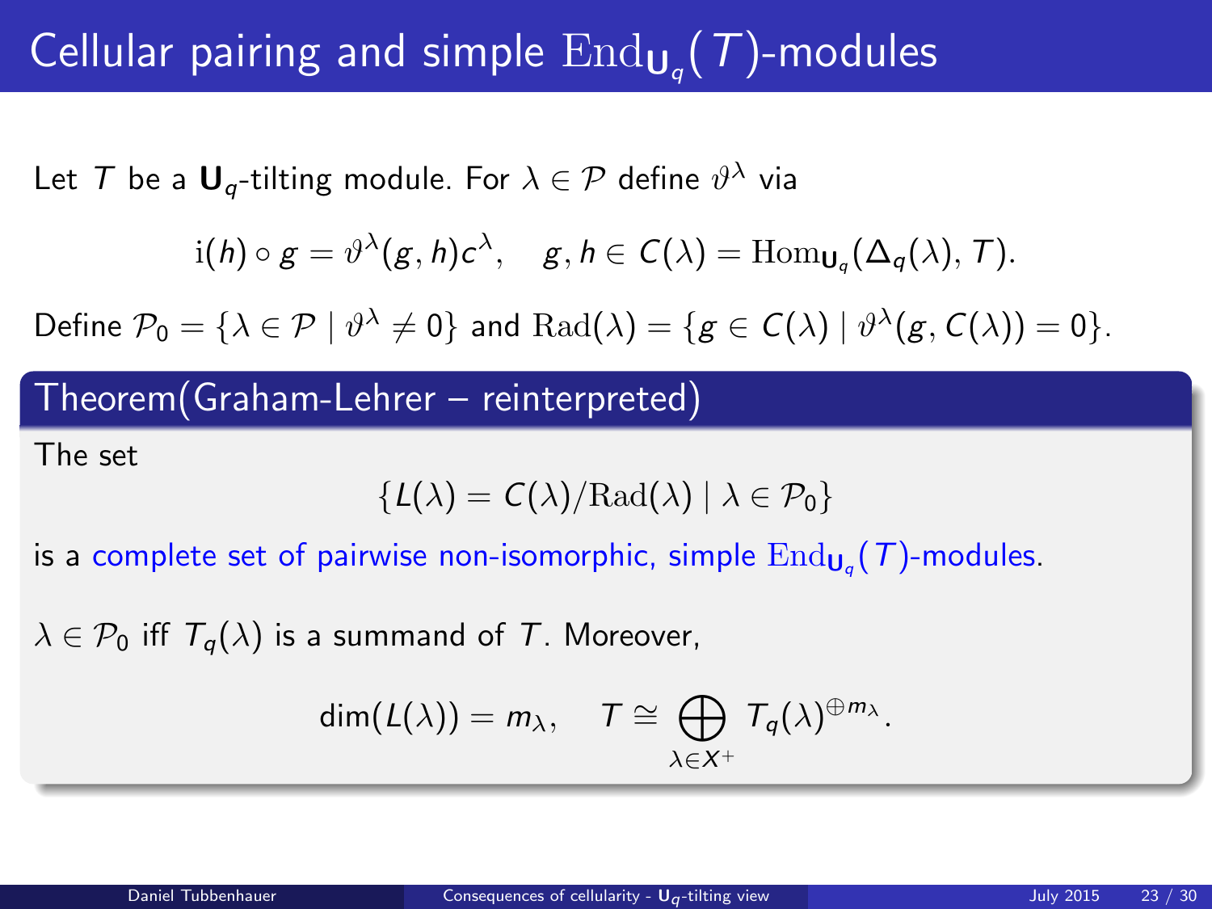# Cellular pairing and simple $\mathrm{End}_{\mathbf{U}_q}(T)$-modules

Let $T$ be a $\mathbf{U}_q$-tilting module. For $\lambda \in \mathcal{P}$ define $\vartheta^\lambda$ via

$$\mathrm{i}(h) \circ g = \vartheta^\lambda(g, h) c^\lambda, \quad g, h \in C(\lambda) = \mathrm{Hom}_{\mathbf{U}_q}(\Delta_q(\lambda), T).$$

Define $\mathcal{P}_0 = \{\lambda \in \mathcal{P} \mid \vartheta^\lambda \neq 0\}$ and $\mathrm{Rad}(\lambda) = \{g \in C(\lambda) \mid \vartheta^\lambda(g, C(\lambda)) = 0\}$.

**Theorem(Graham-Lehrer – reinterpreted)**

The set

$$\{L(\lambda) = C(\lambda)/\mathrm{Rad}(\lambda) \mid \lambda \in \mathcal{P}_0\}$$

is a complete set of pairwise non-isomorphic, simple $\mathrm{End}_{\mathbf{U}_q}(T)$-modules.

$\lambda \in \mathcal{P}_0$ iff $T_q(\lambda)$ is a summand of $T$. Moreover,

$$\dim(L(\lambda)) = m_\lambda, \quad T \cong \bigoplus_{\lambda \in X^+} T_q(\lambda)^{\oplus m_\lambda}.$$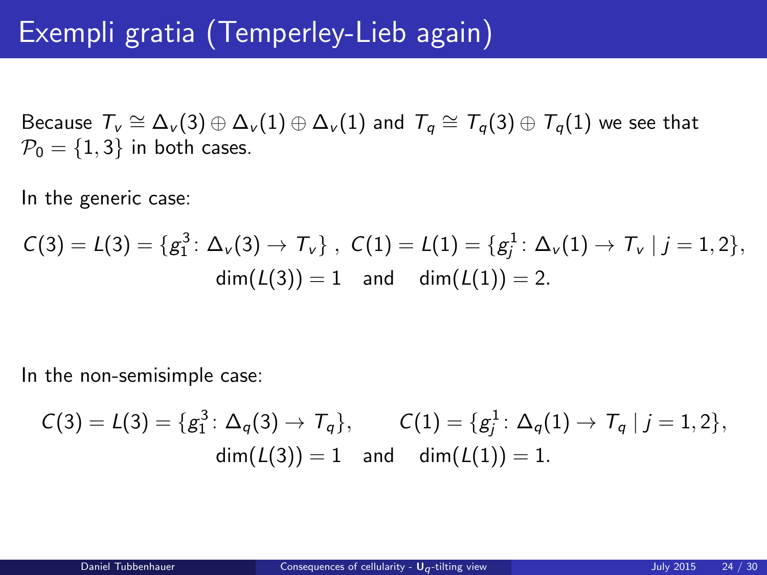# Exempli gratia (Temperley-Lieb again)

Because $T_v \cong \Delta_v(3) \oplus \Delta_v(1) \oplus \Delta_v(1)$ and $T_q \cong T_q(3) \oplus T_q(1)$ we see that $\mathcal{P}_0 = \{1, 3\}$ in both cases.

In the generic case:

$$C(3) = L(3) = \{g_1^3 \colon \Delta_v(3) \to T_v\}\,,\ C(1) = L(1) = \{g_j^1 \colon \Delta_v(1) \to T_v \mid j = 1, 2\},$$
$$\dim(L(3)) = 1 \quad \text{and} \quad \dim(L(1)) = 2.$$

In the non-semisimple case:

$$C(3) = L(3) = \{g_1^3 \colon \Delta_q(3) \to T_q\}, \qquad C(1) = \{g_j^1 \colon \Delta_q(1) \to T_q \mid j = 1, 2\},$$
$$\dim(L(3)) = 1 \quad \text{and} \quad \dim(L(1)) = 1.$$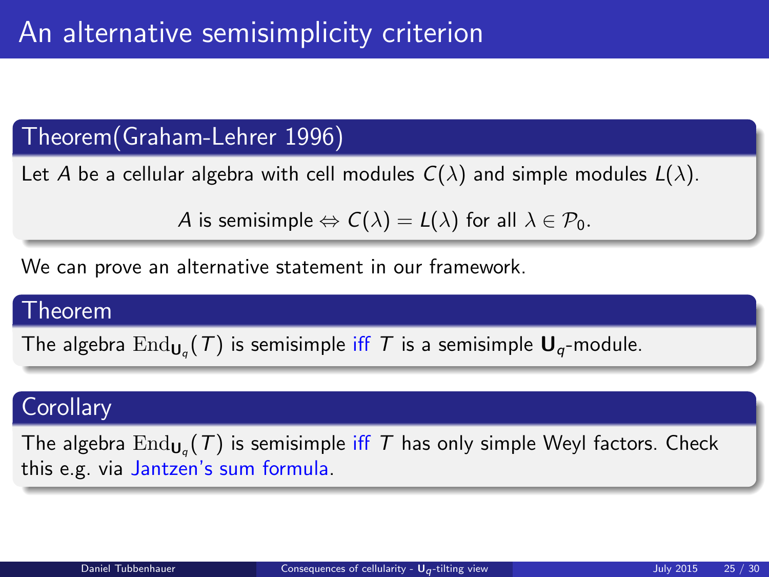# An alternative semisimplicity criterion

### Theorem(Graham-Lehrer 1996)

Let $A$ be a cellular algebra with cell modules $C(\lambda)$ and simple modules $L(\lambda)$.

$$A \text{ is semisimple} \Leftrightarrow C(\lambda) = L(\lambda) \text{ for all } \lambda \in \mathcal{P}_0.$$

We can prove an alternative statement in our framework.

### Theorem

The algebra $\mathrm{End}_{\mathbf{U}_q}(T)$ is semisimple iff $T$ is a semisimple $\mathbf{U}_q$-module.

### Corollary

The algebra $\mathrm{End}_{\mathbf{U}_q}(T)$ is semisimple iff $T$ has only simple Weyl factors. Check this e.g. via Jantzen's sum formula.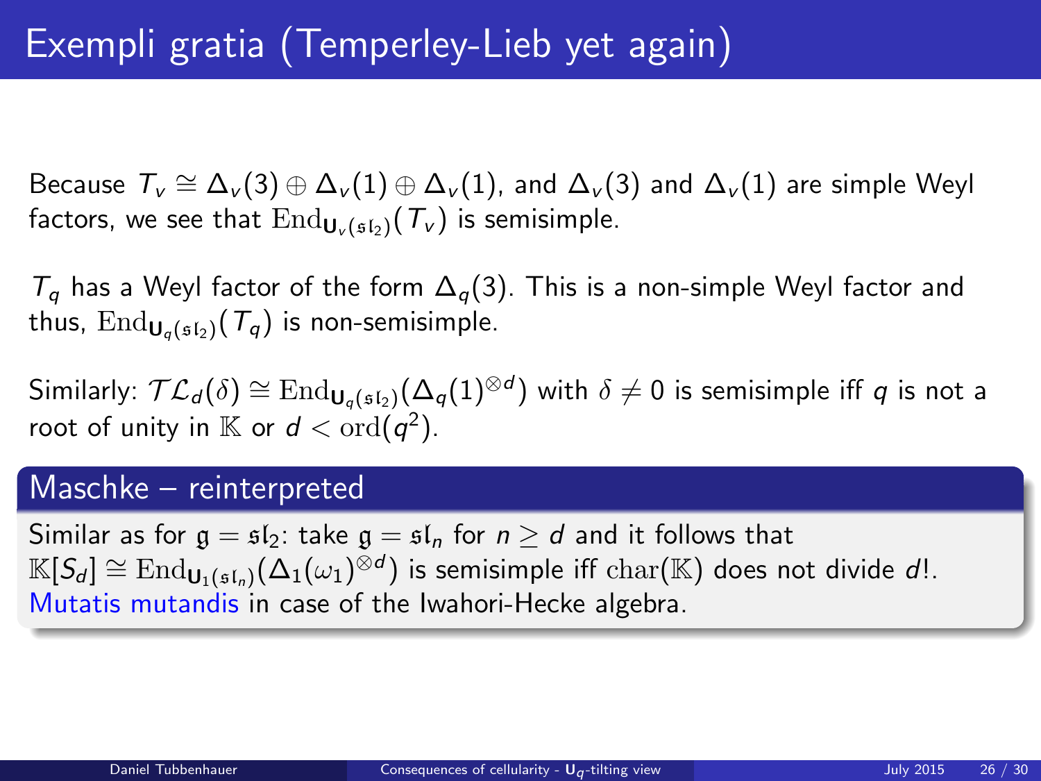# Exempli gratia (Temperley-Lieb yet again)

Because $T_v \cong \Delta_v(3) \oplus \Delta_v(1) \oplus \Delta_v(1)$, and $\Delta_v(3)$ and $\Delta_v(1)$ are simple Weyl factors, we see that $\mathrm{End}_{\mathbf{U}_v(\mathfrak{sl}_2)}(T_v)$ is semisimple.

$T_q$ has a Weyl factor of the form $\Delta_q(3)$. This is a non-simple Weyl factor and thus, $\mathrm{End}_{\mathbf{U}_q(\mathfrak{sl}_2)}(T_q)$ is non-semisimple.

Similarly: $\mathcal{TL}_d(\delta) \cong \mathrm{End}_{\mathbf{U}_q(\mathfrak{sl}_2)}(\Delta_q(1)^{\otimes d})$ with $\delta \neq 0$ is semisimple iff $q$ is not a root of unity in $\mathbb{K}$ or $d < \mathrm{ord}(q^2)$.

## Maschke – reinterpreted

Similar as for $\mathfrak{g} = \mathfrak{sl}_2$: take $\mathfrak{g} = \mathfrak{sl}_n$ for $n \geq d$ and it follows that $\mathbb{K}[S_d] \cong \mathrm{End}_{\mathbf{U}_1(\mathfrak{sl}_n)}(\Delta_1(\omega_1)^{\otimes d})$ is semisimple iff $\mathrm{char}(\mathbb{K})$ does not divide $d!$. Mutatis mutandis in case of the Iwahori-Hecke algebra.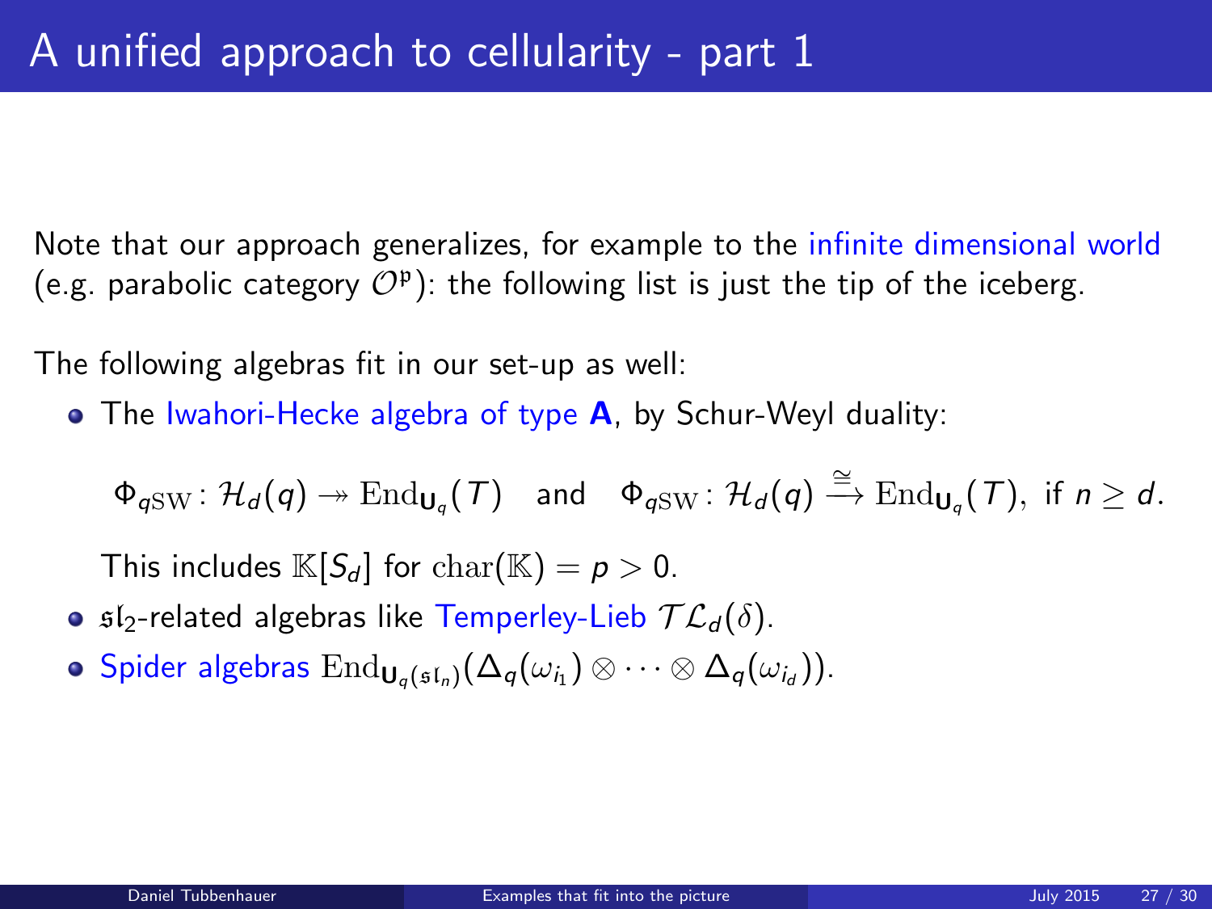# A unified approach to cellularity - part 1

Note that our approach generalizes, for example to the infinite dimensional world (e.g. parabolic category $\mathcal{O}^{\mathfrak{p}}$): the following list is just the tip of the iceberg.

The following algebras fit in our set-up as well:

- The Iwahori-Hecke algebra of type **A**, by Schur-Weyl duality:

  $$\Phi_{q\mathrm{SW}} \colon \mathcal{H}_d(q) \twoheadrightarrow \mathrm{End}_{\mathbf{U}_q}(T) \quad \text{and} \quad \Phi_{q\mathrm{SW}} \colon \mathcal{H}_d(q) \xrightarrow{\cong} \mathrm{End}_{\mathbf{U}_q}(T), \text{ if } n \geq d.$$

  This includes $\mathbb{K}[S_d]$ for $\mathrm{char}(\mathbb{K}) = p > 0$.

- $\mathfrak{sl}_2$-related algebras like Temperley-Lieb $\mathcal{TL}_d(\delta)$.
- Spider algebras $\mathrm{End}_{\mathbf{U}_q(\mathfrak{sl}_n)}(\Delta_q(\omega_{i_1}) \otimes \cdots \otimes \Delta_q(\omega_{i_d}))$.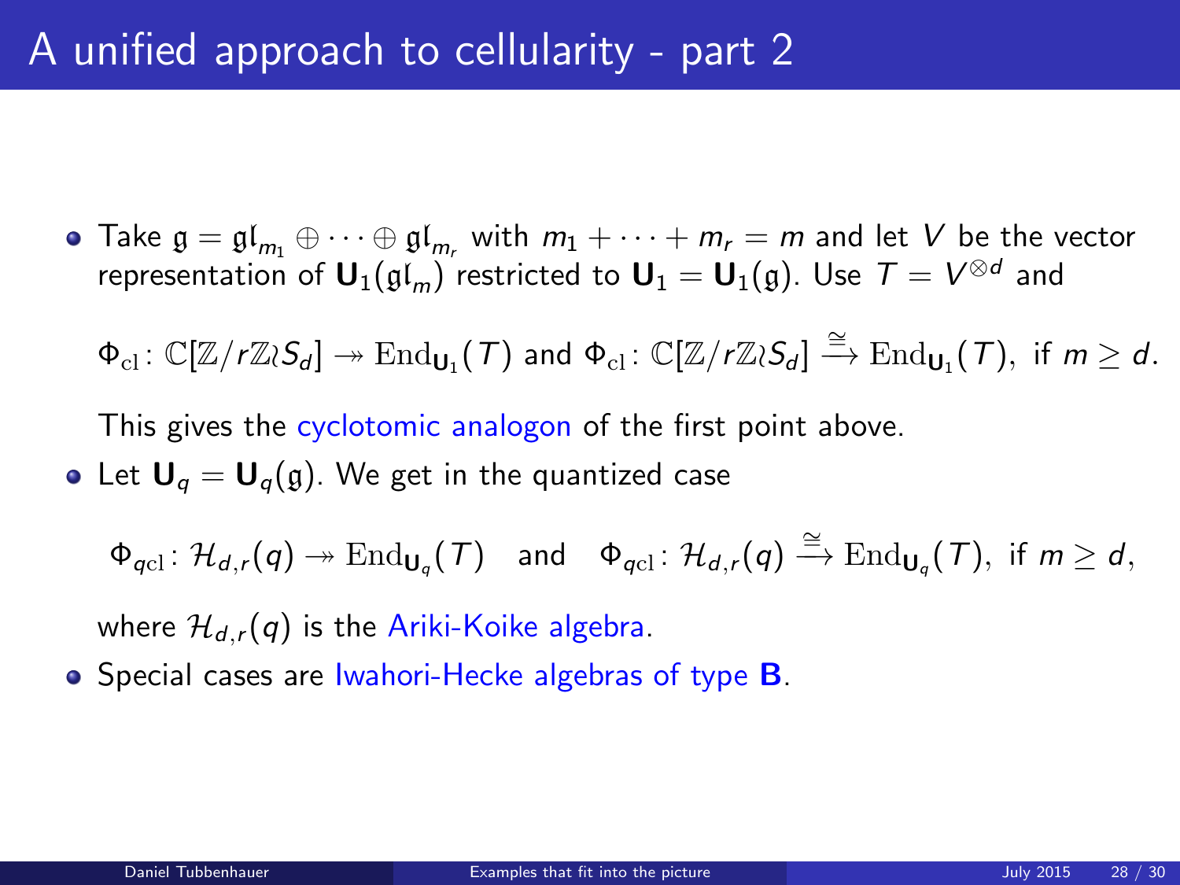# A unified approach to cellularity - part 2

- Take $\mathfrak{g} = \mathfrak{gl}_{m_1} \oplus \cdots \oplus \mathfrak{gl}_{m_r}$ with $m_1 + \cdots + m_r = m$ and let $V$ be the vector representation of $\mathbf{U}_1(\mathfrak{gl}_m)$ restricted to $\mathbf{U}_1 = \mathbf{U}_1(\mathfrak{g})$. Use $T = V^{\otimes d}$ and

  $$\Phi_{\mathrm{cl}}\colon \mathbb{C}[\mathbb{Z}/r\mathbb{Z}\wr S_d] \twoheadrightarrow \mathrm{End}_{\mathbf{U}_1}(T) \text{ and } \Phi_{\mathrm{cl}}\colon \mathbb{C}[\mathbb{Z}/r\mathbb{Z}\wr S_d] \xrightarrow{\cong} \mathrm{End}_{\mathbf{U}_1}(T), \text{ if } m \geq d.$$

  This gives the cyclotomic analogon of the first point above.

- Let $\mathbf{U}_q = \mathbf{U}_q(\mathfrak{g})$. We get in the quantized case

  $$\Phi_{q\mathrm{cl}}\colon \mathcal{H}_{d,r}(q) \twoheadrightarrow \mathrm{End}_{\mathbf{U}_q}(T) \quad \text{and} \quad \Phi_{q\mathrm{cl}}\colon \mathcal{H}_{d,r}(q) \xrightarrow{\cong} \mathrm{End}_{\mathbf{U}_q}(T), \text{ if } m \geq d,$$

  where $\mathcal{H}_{d,r}(q)$ is the Ariki-Koike algebra.

- Special cases are Iwahori-Hecke algebras of type **B**.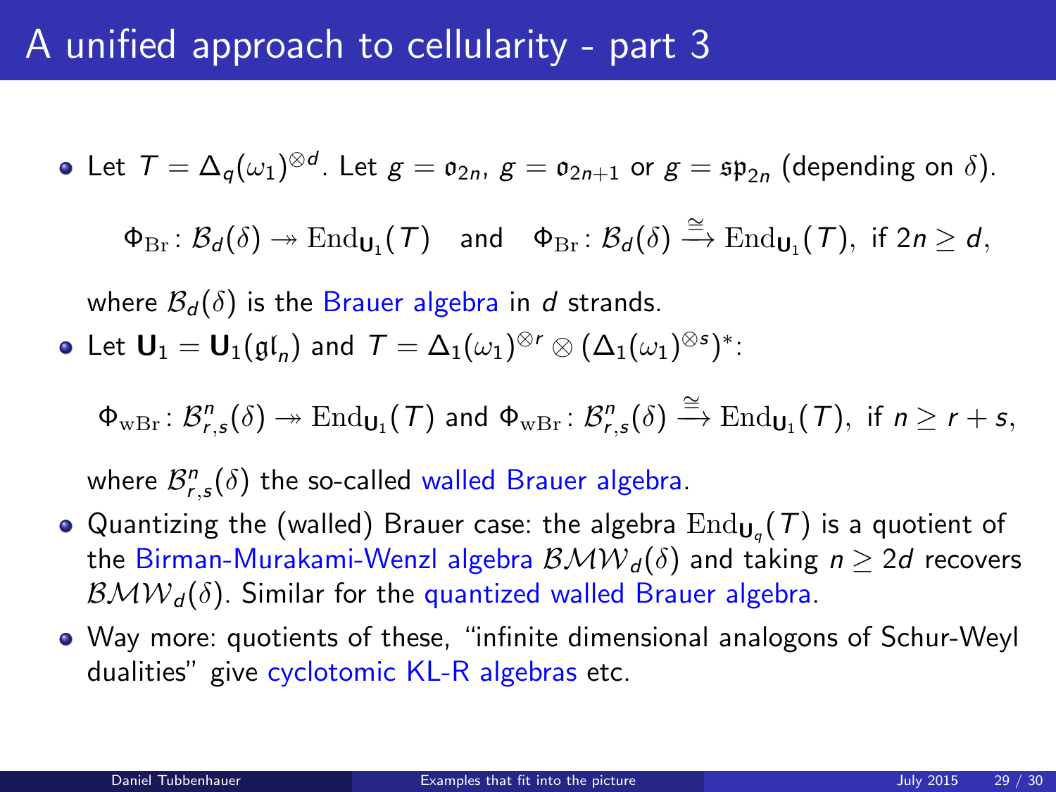# A unified approach to cellularity - part 3

- Let $T = \Delta_q(\omega_1)^{\otimes d}$. Let $g = \mathfrak{o}_{2n}$, $g = \mathfrak{o}_{2n+1}$ or $g = \mathfrak{sp}_{2n}$ (depending on $\delta$).

$$\Phi_{\mathrm{Br}} \colon \mathcal{B}_d(\delta) \twoheadrightarrow \mathrm{End}_{\mathbf{U}_1}(T) \quad \text{and} \quad \Phi_{\mathrm{Br}} \colon \mathcal{B}_d(\delta) \xrightarrow{\cong} \mathrm{End}_{\mathbf{U}_1}(T), \text{ if } 2n \geq d,$$

  where $\mathcal{B}_d(\delta)$ is the Brauer algebra in $d$ strands.

- Let $\mathbf{U}_1 = \mathbf{U}_1(\mathfrak{gl}_n)$ and $T = \Delta_1(\omega_1)^{\otimes r} \otimes (\Delta_1(\omega_1)^{\otimes s})^*$:

$$\Phi_{\mathrm{wBr}} \colon \mathcal{B}^n_{r,s}(\delta) \twoheadrightarrow \mathrm{End}_{\mathbf{U}_1}(T) \text{ and } \Phi_{\mathrm{wBr}} \colon \mathcal{B}^n_{r,s}(\delta) \xrightarrow{\cong} \mathrm{End}_{\mathbf{U}_1}(T), \text{ if } n \geq r+s,$$

  where $\mathcal{B}^n_{r,s}(\delta)$ the so-called walled Brauer algebra.

- Quantizing the (walled) Brauer case: the algebra $\mathrm{End}_{\mathbf{U}_q}(T)$ is a quotient of the Birman-Murakami-Wenzl algebra $\mathcal{BMW}_d(\delta)$ and taking $n \geq 2d$ recovers $\mathcal{BMW}_d(\delta)$. Similar for the quantized walled Brauer algebra.
- Way more: quotients of these, "infinite dimensional analogons of Schur-Weyl dualities" give cyclotomic KL-R algebras etc.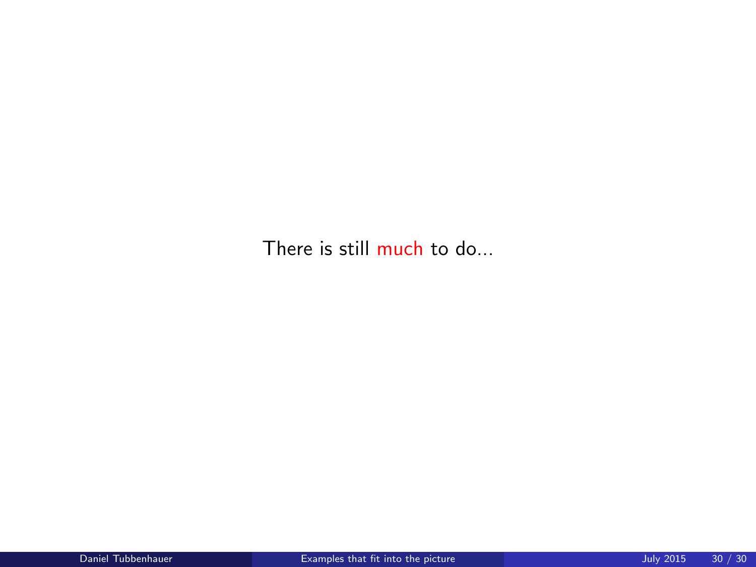There is still much to do...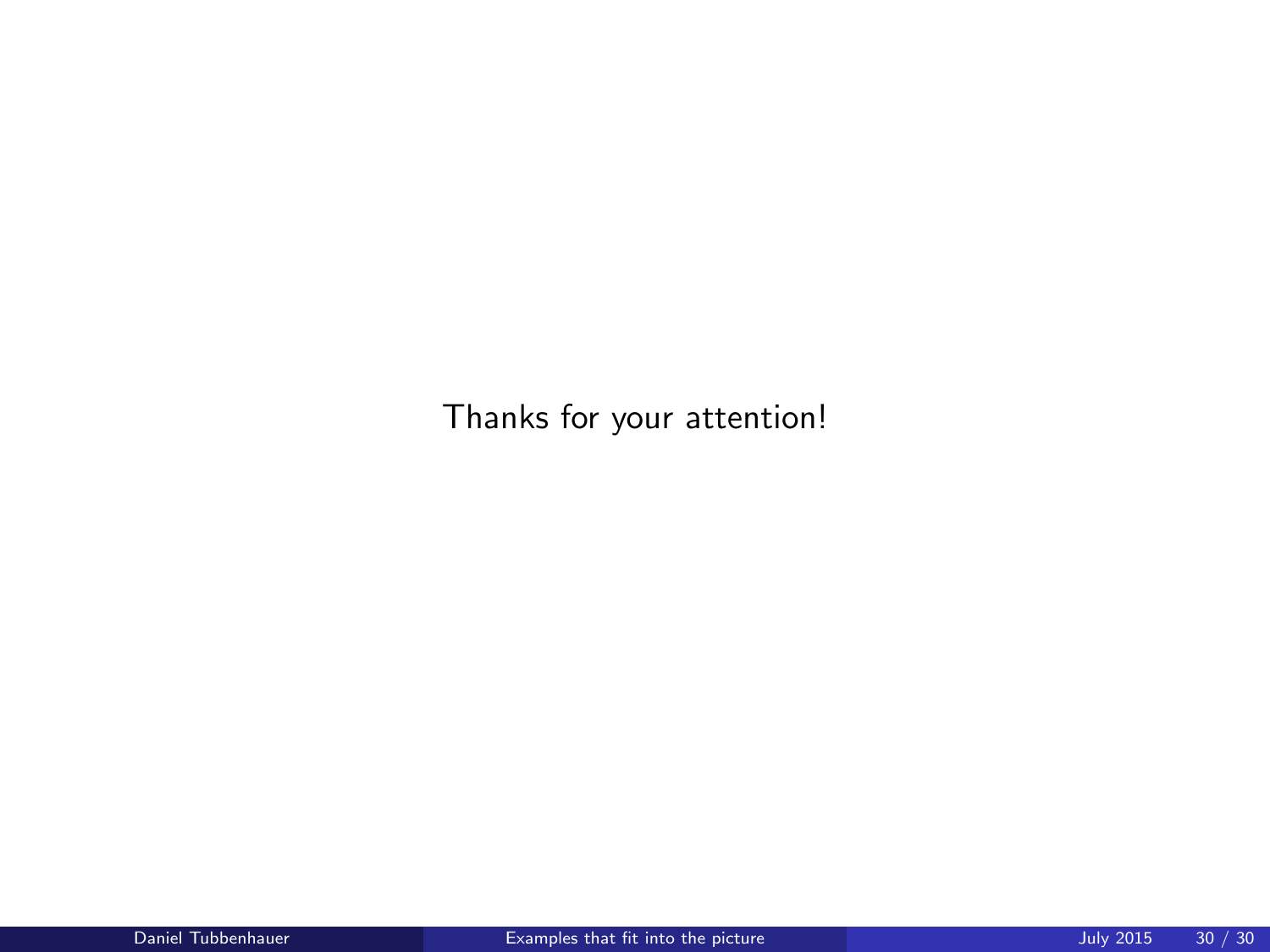Thanks for your attention!